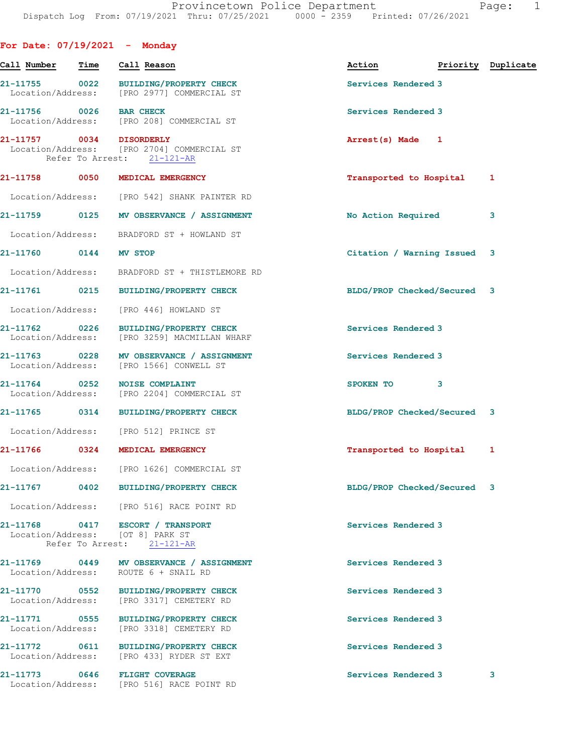Provincetown Police Department
Dispatch Log From: 07/19/2021 Thru: 07/25/2021 0000 - 2359 Printed: 07/26/2021

## For Date: 07/19/2021 - Monday

| Call Number | Time | Call Reason | Action | Priority | Duplicate |
|---|---|---|---|---|---|
| 21-11755 | 0022 | BUILDING/PROPERTY CHECK | Services Rendered | 3 | |
| Location/Address: | | [PRO 2977] COMMERCIAL ST | | | |
| 21-11756 | 0026 | BAR CHECK | Services Rendered | 3 | |
| Location/Address: | | [PRO 208] COMMERCIAL ST | | | |
| 21-11757 | 0034 | DISORDERLY | Arrest(s) Made | 1 | |
| Location/Address: | | [PRO 2704] COMMERCIAL ST | | | |
| Refer To Arrest: | | 21-121-AR | | | |
| 21-11758 | 0050 | MEDICAL EMERGENCY | Transported to Hospital | 1 | |
| Location/Address: | | [PRO 542] SHANK PAINTER RD | | | |
| 21-11759 | 0125 | MV OBSERVANCE / ASSIGNMENT | No Action Required | 3 | |
| Location/Address: | | BRADFORD ST + HOWLAND ST | | | |
| 21-11760 | 0144 | MV STOP | Citation / Warning Issued | 3 | |
| Location/Address: | | BRADFORD ST + THISTLEMORE RD | | | |
| 21-11761 | 0215 | BUILDING/PROPERTY CHECK | BLDG/PROP Checked/Secured | 3 | |
| Location/Address: | | [PRO 446] HOWLAND ST | | | |
| 21-11762 | 0226 | BUILDING/PROPERTY CHECK | Services Rendered | 3 | |
| Location/Address: | | [PRO 3259] MACMILLAN WHARF | | | |
| 21-11763 | 0228 | MV OBSERVANCE / ASSIGNMENT | Services Rendered | 3 | |
| Location/Address: | | [PRO 1566] CONWELL ST | | | |
| 21-11764 | 0252 | NOISE COMPLAINT | SPOKEN TO | 3 | |
| Location/Address: | | [PRO 2204] COMMERCIAL ST | | | |
| 21-11765 | 0314 | BUILDING/PROPERTY CHECK | BLDG/PROP Checked/Secured | 3 | |
| Location/Address: | | [PRO 512] PRINCE ST | | | |
| 21-11766 | 0324 | MEDICAL EMERGENCY | Transported to Hospital | 1 | |
| Location/Address: | | [PRO 1626] COMMERCIAL ST | | | |
| 21-11767 | 0402 | BUILDING/PROPERTY CHECK | BLDG/PROP Checked/Secured | 3 | |
| Location/Address: | | [PRO 516] RACE POINT RD | | | |
| 21-11768 | 0417 | ESCORT / TRANSPORT | Services Rendered | 3 | |
| Location/Address: | | [OT 8] PARK ST | | | |
| Refer To Arrest: | | 21-121-AR | | | |
| 21-11769 | 0449 | MV OBSERVANCE / ASSIGNMENT | Services Rendered | 3 | |
| Location/Address: | | ROUTE 6 + SNAIL RD | | | |
| 21-11770 | 0552 | BUILDING/PROPERTY CHECK | Services Rendered | 3 | |
| Location/Address: | | [PRO 3317] CEMETERY RD | | | |
| 21-11771 | 0555 | BUILDING/PROPERTY CHECK | Services Rendered | 3 | |
| Location/Address: | | [PRO 3318] CEMETERY RD | | | |
| 21-11772 | 0611 | BUILDING/PROPERTY CHECK | Services Rendered | 3 | |
| Location/Address: | | [PRO 433] RYDER ST EXT | | | |
| 21-11773 | 0646 | FLIGHT COVERAGE | Services Rendered | 3 | 3 |
| Location/Address: | | [PRO 516] RACE POINT RD | | | |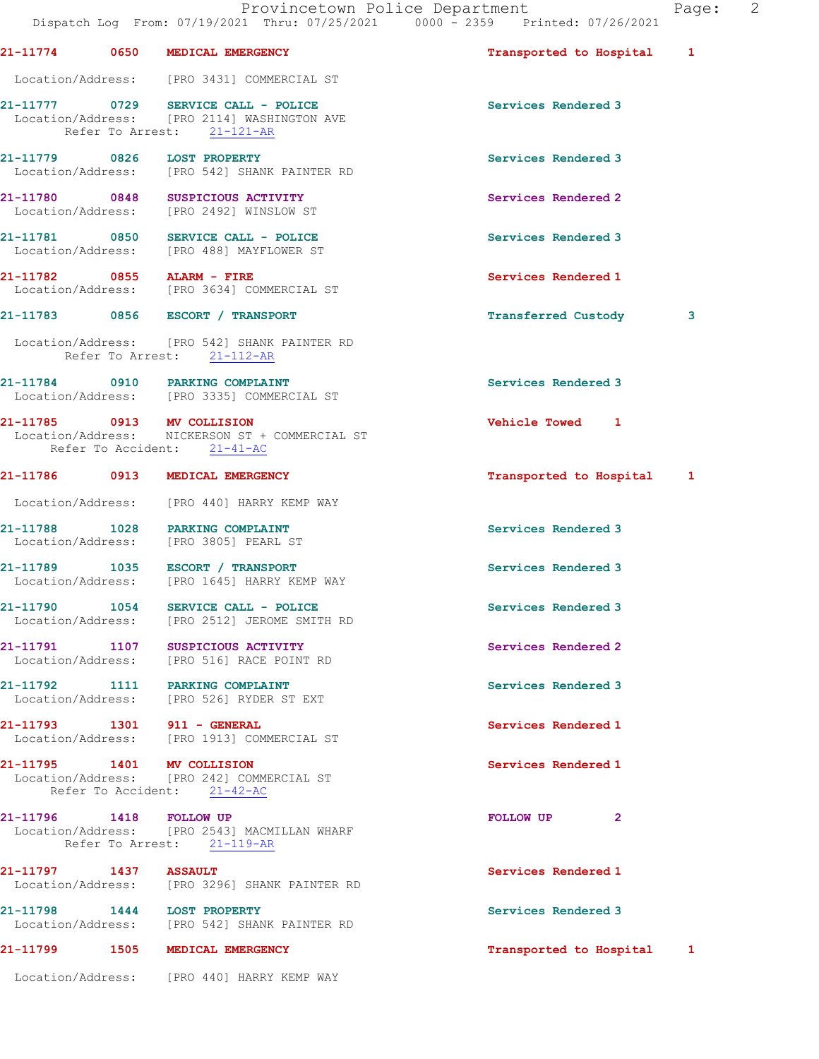Provincetown Police Department
Dispatch Log From: 07/19/2021 Thru: 07/25/2021 0000 - 2359 Printed: 07/26/2021

**21-11774 0650 MEDICAL EMERGENCY** Transported to Hospital 1
Location/Address: [PRO 3431] COMMERCIAL ST

**21-11777 0729 SERVICE CALL - POLICE** Services Rendered 3
Location/Address: [PRO 2114] WASHINGTON AVE
Refer To Arrest: 21-121-AR

**21-11779 0826 LOST PROPERTY** Services Rendered 3
Location/Address: [PRO 542] SHANK PAINTER RD

**21-11780 0848 SUSPICIOUS ACTIVITY** Services Rendered 2
Location/Address: [PRO 2492] WINSLOW ST

**21-11781 0850 SERVICE CALL - POLICE** Services Rendered 3
Location/Address: [PRO 488] MAYFLOWER ST

**21-11782 0855 ALARM - FIRE** Services Rendered 1
Location/Address: [PRO 3634] COMMERCIAL ST

**21-11783 0856 ESCORT / TRANSPORT** Transferred Custody 3
Location/Address: [PRO 542] SHANK PAINTER RD
Refer To Arrest: 21-112-AR

**21-11784 0910 PARKING COMPLAINT** Services Rendered 3
Location/Address: [PRO 3335] COMMERCIAL ST

**21-11785 0913 MV COLLISION** Vehicle Towed 1
Location/Address: NICKERSON ST + COMMERCIAL ST
Refer To Accident: 21-41-AC

**21-11786 0913 MEDICAL EMERGENCY** Transported to Hospital 1
Location/Address: [PRO 440] HARRY KEMP WAY

**21-11788 1028 PARKING COMPLAINT** Services Rendered 3
Location/Address: [PRO 3805] PEARL ST

**21-11789 1035 ESCORT / TRANSPORT** Services Rendered 3
Location/Address: [PRO 1645] HARRY KEMP WAY

**21-11790 1054 SERVICE CALL - POLICE** Services Rendered 3
Location/Address: [PRO 2512] JEROME SMITH RD

**21-11791 1107 SUSPICIOUS ACTIVITY** Services Rendered 2
Location/Address: [PRO 516] RACE POINT RD

**21-11792 1111 PARKING COMPLAINT** Services Rendered 3
Location/Address: [PRO 526] RYDER ST EXT

**21-11793 1301 911 - GENERAL** Services Rendered 1
Location/Address: [PRO 1913] COMMERCIAL ST

**21-11795 1401 MV COLLISION** Services Rendered 1
Location/Address: [PRO 242] COMMERCIAL ST
Refer To Accident: 21-42-AC

**21-11796 1418 FOLLOW UP** FOLLOW UP 2
Location/Address: [PRO 2543] MACMILLAN WHARF
Refer To Arrest: 21-119-AR

**21-11797 1437 ASSAULT** Services Rendered 1
Location/Address: [PRO 3296] SHANK PAINTER RD

**21-11798 1444 LOST PROPERTY** Services Rendered 3
Location/Address: [PRO 542] SHANK PAINTER RD

**21-11799 1505 MEDICAL EMERGENCY** Transported to Hospital 1
Location/Address: [PRO 440] HARRY KEMP WAY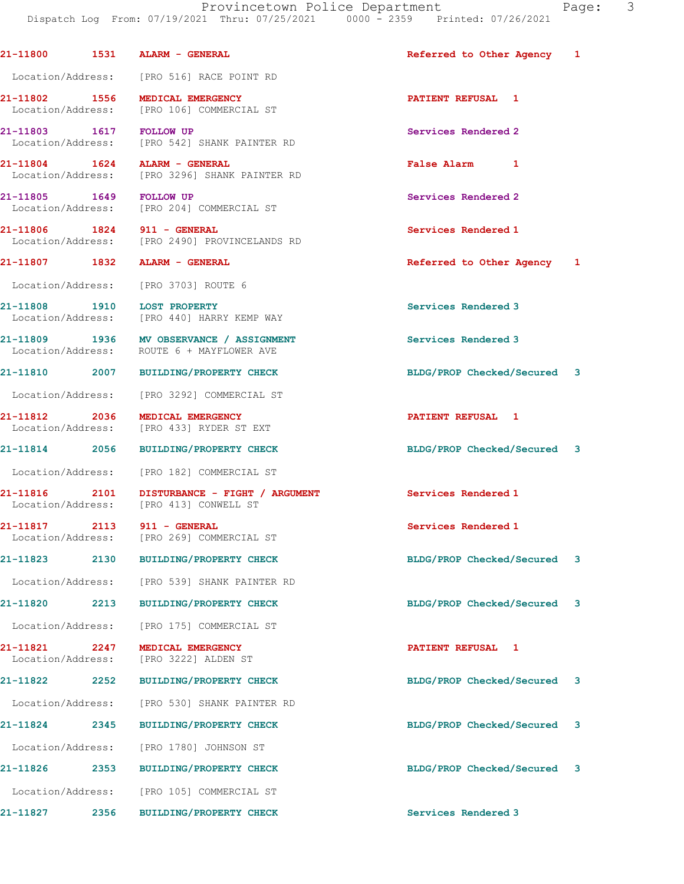21-11800 1531 ALARM - GENERAL Referred to Other Agency 1

Location/Address: [PRO 516] RACE POINT RD

21-11802 1556 MEDICAL EMERGENCY PATIENT REFUSAL 1
Location/Address: [PRO 106] COMMERCIAL ST

21-11803 1617 FOLLOW UP Services Rendered 2
Location/Address: [PRO 542] SHANK PAINTER RD

21-11804 1624 ALARM - GENERAL False Alarm 1
Location/Address: [PRO 3296] SHANK PAINTER RD

21-11805 1649 FOLLOW UP Services Rendered 2
Location/Address: [PRO 204] COMMERCIAL ST

21-11806 1824 911 - GENERAL Services Rendered 1
Location/Address: [PRO 2490] PROVINCELANDS RD

21-11807 1832 ALARM - GENERAL Referred to Other Agency 1

Location/Address: [PRO 3703] ROUTE 6

21-11808 1910 LOST PROPERTY Services Rendered 3
Location/Address: [PRO 440] HARRY KEMP WAY

21-11809 1936 MV OBSERVANCE / ASSIGNMENT Services Rendered 3
Location/Address: ROUTE 6 + MAYFLOWER AVE

21-11810 2007 BUILDING/PROPERTY CHECK BLDG/PROP Checked/Secured 3

Location/Address: [PRO 3292] COMMERCIAL ST

21-11812 2036 MEDICAL EMERGENCY PATIENT REFUSAL 1
Location/Address: [PRO 433] RYDER ST EXT

21-11814 2056 BUILDING/PROPERTY CHECK BLDG/PROP Checked/Secured 3

Location/Address: [PRO 182] COMMERCIAL ST

21-11816 2101 DISTURBANCE - FIGHT / ARGUMENT Services Rendered 1
Location/Address: [PRO 413] CONWELL ST

21-11817 2113 911 - GENERAL Services Rendered 1
Location/Address: [PRO 269] COMMERCIAL ST

21-11823 2130 BUILDING/PROPERTY CHECK BLDG/PROP Checked/Secured 3

Location/Address: [PRO 539] SHANK PAINTER RD

21-11820 2213 BUILDING/PROPERTY CHECK BLDG/PROP Checked/Secured 3

Location/Address: [PRO 175] COMMERCIAL ST

21-11821 2247 MEDICAL EMERGENCY PATIENT REFUSAL 1
Location/Address: [PRO 3222] ALDEN ST

21-11822 2252 BUILDING/PROPERTY CHECK BLDG/PROP Checked/Secured 3

Location/Address: [PRO 530] SHANK PAINTER RD

21-11824 2345 BUILDING/PROPERTY CHECK BLDG/PROP Checked/Secured 3

Location/Address: [PRO 1780] JOHNSON ST

21-11826 2353 BUILDING/PROPERTY CHECK BLDG/PROP Checked/Secured 3

Location/Address: [PRO 105] COMMERCIAL ST

21-11827 2356 BUILDING/PROPERTY CHECK Services Rendered 3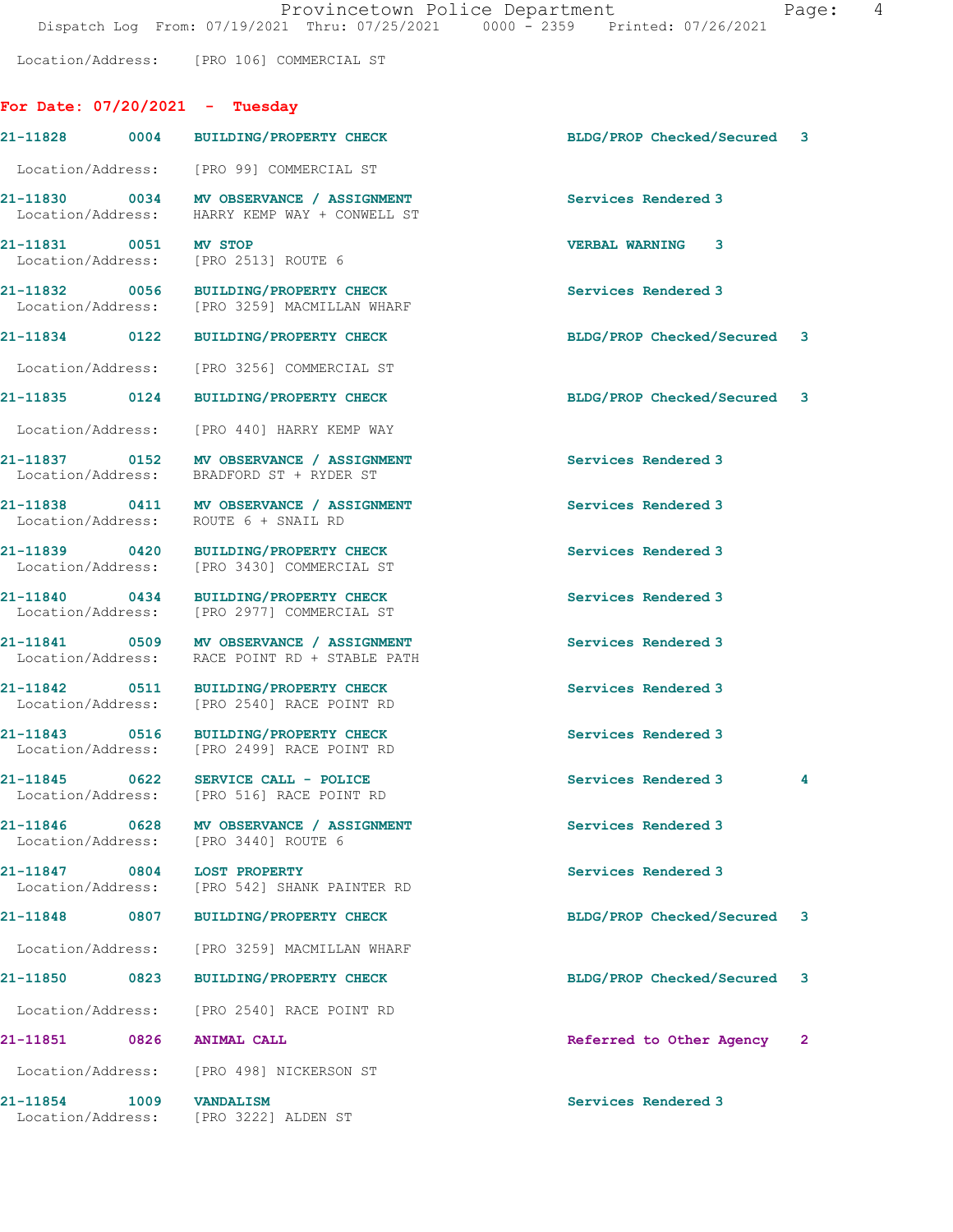Location/Address: [PRO 106] COMMERCIAL ST

## For Date: 07/20/2021 - Tuesday

**21-11828 0004 BUILDING/PROPERTY CHECK** — BLDG/PROP Checked/Secured 3
Location/Address: [PRO 99] COMMERCIAL ST

**21-11830 0034 MV OBSERVANCE / ASSIGNMENT** — Services Rendered 3
Location/Address: HARRY KEMP WAY + CONWELL ST

**21-11831 0051 MV STOP** — VERBAL WARNING 3
Location/Address: [PRO 2513] ROUTE 6

**21-11832 0056 BUILDING/PROPERTY CHECK** — Services Rendered 3
Location/Address: [PRO 3259] MACMILLAN WHARF

**21-11834 0122 BUILDING/PROPERTY CHECK** — BLDG/PROP Checked/Secured 3
Location/Address: [PRO 3256] COMMERCIAL ST

**21-11835 0124 BUILDING/PROPERTY CHECK** — BLDG/PROP Checked/Secured 3
Location/Address: [PRO 440] HARRY KEMP WAY

**21-11837 0152 MV OBSERVANCE / ASSIGNMENT** — Services Rendered 3
Location/Address: BRADFORD ST + RYDER ST

**21-11838 0411 MV OBSERVANCE / ASSIGNMENT** — Services Rendered 3
Location/Address: ROUTE 6 + SNAIL RD

**21-11839 0420 BUILDING/PROPERTY CHECK** — Services Rendered 3
Location/Address: [PRO 3430] COMMERCIAL ST

**21-11840 0434 BUILDING/PROPERTY CHECK** — Services Rendered 3
Location/Address: [PRO 2977] COMMERCIAL ST

**21-11841 0509 MV OBSERVANCE / ASSIGNMENT** — Services Rendered 3
Location/Address: RACE POINT RD + STABLE PATH

**21-11842 0511 BUILDING/PROPERTY CHECK** — Services Rendered 3
Location/Address: [PRO 2540] RACE POINT RD

**21-11843 0516 BUILDING/PROPERTY CHECK** — Services Rendered 3
Location/Address: [PRO 2499] RACE POINT RD

**21-11845 0622 SERVICE CALL - POLICE** — Services Rendered 3 4
Location/Address: [PRO 516] RACE POINT RD

**21-11846 0628 MV OBSERVANCE / ASSIGNMENT** — Services Rendered 3
Location/Address: [PRO 3440] ROUTE 6

**21-11847 0804 LOST PROPERTY** — Services Rendered 3
Location/Address: [PRO 542] SHANK PAINTER RD

**21-11848 0807 BUILDING/PROPERTY CHECK** — BLDG/PROP Checked/Secured 3
Location/Address: [PRO 3259] MACMILLAN WHARF

**21-11850 0823 BUILDING/PROPERTY CHECK** — BLDG/PROP Checked/Secured 3
Location/Address: [PRO 2540] RACE POINT RD

**21-11851 0826 ANIMAL CALL** — Referred to Other Agency 2
Location/Address: [PRO 498] NICKERSON ST

**21-11854 1009 VANDALISM** — Services Rendered 3
Location/Address: [PRO 3222] ALDEN ST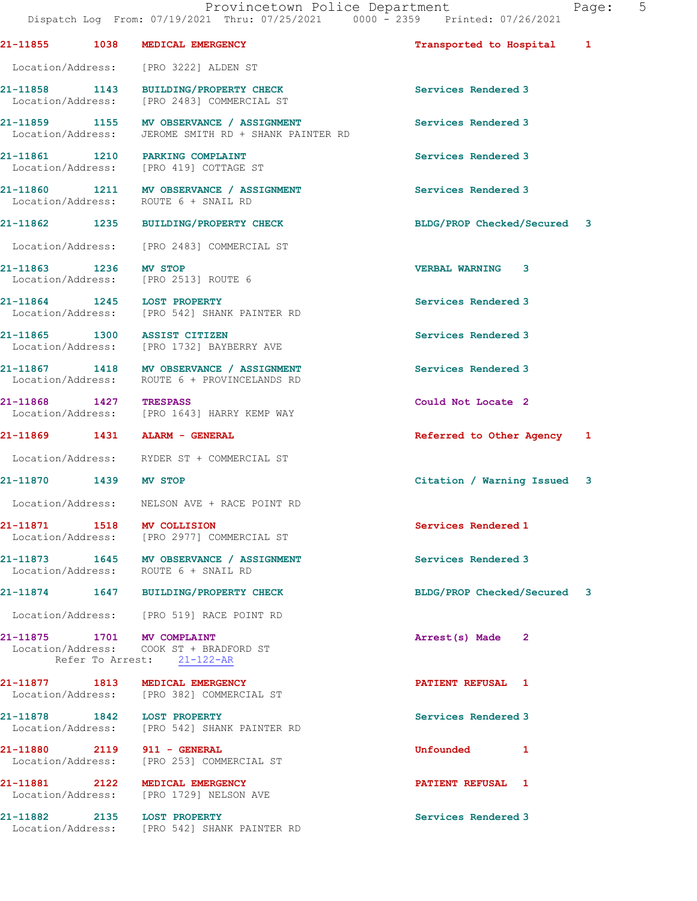21-11855 1038 MEDICAL EMERGENCY Transported to Hospital 1

Location/Address: [PRO 3222] ALDEN ST

21-11858 1143 BUILDING/PROPERTY CHECK Services Rendered 3
Location/Address: [PRO 2483] COMMERCIAL ST

21-11859 1155 MV OBSERVANCE / ASSIGNMENT Services Rendered 3
Location/Address: JEROME SMITH RD + SHANK PAINTER RD

21-11861 1210 PARKING COMPLAINT Services Rendered 3
Location/Address: [PRO 419] COTTAGE ST

21-11860 1211 MV OBSERVANCE / ASSIGNMENT Services Rendered 3
Location/Address: ROUTE 6 + SNAIL RD

21-11862 1235 BUILDING/PROPERTY CHECK BLDG/PROP Checked/Secured 3

Location/Address: [PRO 2483] COMMERCIAL ST

21-11863 1236 MV STOP VERBAL WARNING 3
Location/Address: [PRO 2513] ROUTE 6

21-11864 1245 LOST PROPERTY Services Rendered 3
Location/Address: [PRO 542] SHANK PAINTER RD

21-11865 1300 ASSIST CITIZEN Services Rendered 3
Location/Address: [PRO 1732] BAYBERRY AVE

21-11867 1418 MV OBSERVANCE / ASSIGNMENT Services Rendered 3
Location/Address: ROUTE 6 + PROVINCELANDS RD

21-11868 1427 TRESPASS Could Not Locate 2
Location/Address: [PRO 1643] HARRY KEMP WAY

21-11869 1431 ALARM - GENERAL Referred to Other Agency 1

Location/Address: RYDER ST + COMMERCIAL ST

21-11870 1439 MV STOP Citation / Warning Issued 3

Location/Address: NELSON AVE + RACE POINT RD

21-11871 1518 MV COLLISION Services Rendered 1
Location/Address: [PRO 2977] COMMERCIAL ST

21-11873 1645 MV OBSERVANCE / ASSIGNMENT Services Rendered 3
Location/Address: ROUTE 6 + SNAIL RD

21-11874 1647 BUILDING/PROPERTY CHECK BLDG/PROP Checked/Secured 3

Location/Address: [PRO 519] RACE POINT RD

21-11875 1701 MV COMPLAINT Arrest(s) Made 2
Location/Address: COOK ST + BRADFORD ST
Refer To Arrest: 21-122-AR

21-11877 1813 MEDICAL EMERGENCY PATIENT REFUSAL 1
Location/Address: [PRO 382] COMMERCIAL ST

21-11878 1842 LOST PROPERTY Services Rendered 3
Location/Address: [PRO 542] SHANK PAINTER RD

21-11880 2119 911 - GENERAL Unfounded 1
Location/Address: [PRO 253] COMMERCIAL ST

21-11881 2122 MEDICAL EMERGENCY PATIENT REFUSAL 1
Location/Address: [PRO 1729] NELSON AVE

21-11882 2135 LOST PROPERTY Services Rendered 3
Location/Address: [PRO 542] SHANK PAINTER RD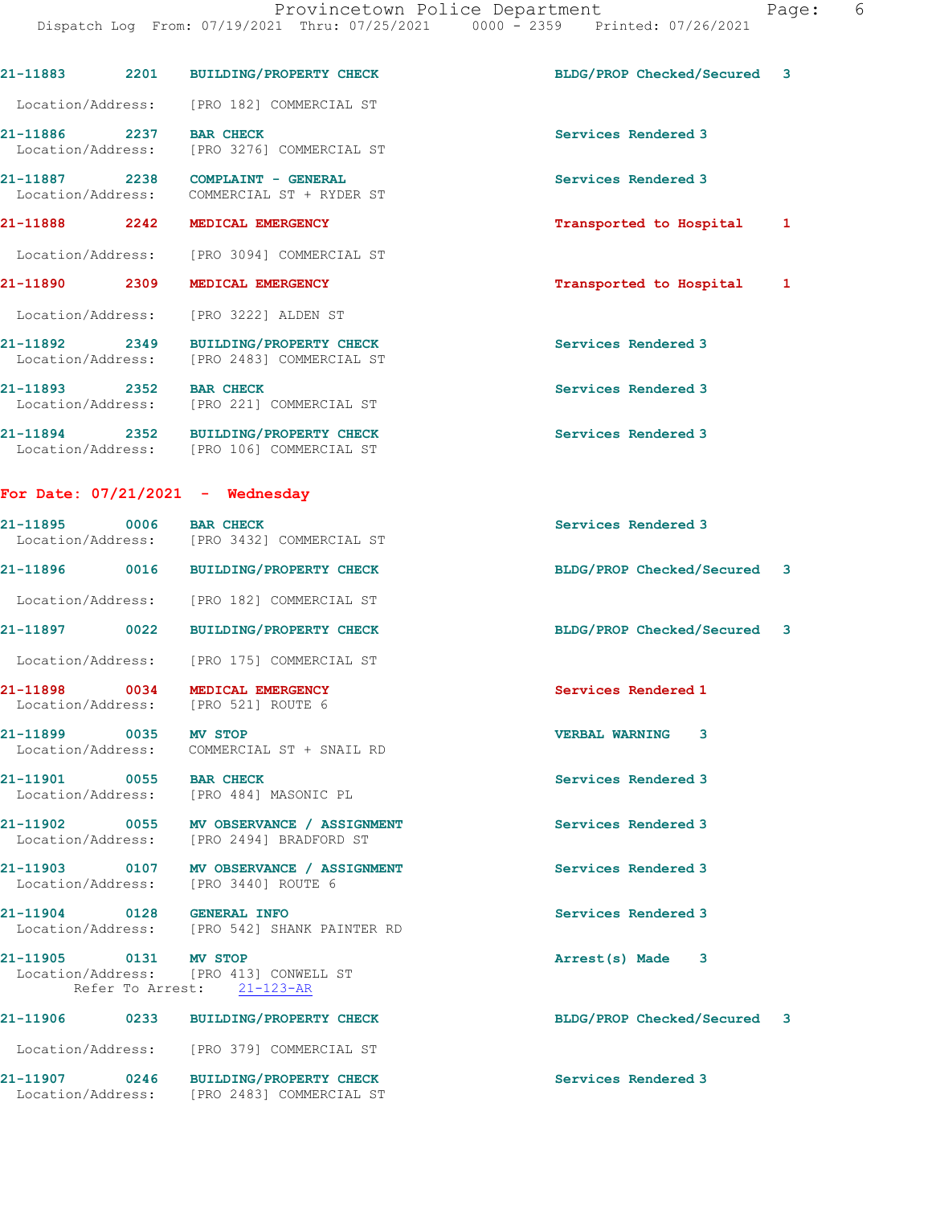21-11883 2201 BUILDING/PROPERTY CHECK BLDG/PROP Checked/Secured 3

Location/Address: [PRO 182] COMMERCIAL ST

21-11886 2237 BAR CHECK Services Rendered 3
Location/Address: [PRO 3276] COMMERCIAL ST

21-11887 2238 COMPLAINT - GENERAL Services Rendered 3
Location/Address: COMMERCIAL ST + RYDER ST

21-11888 2242 MEDICAL EMERGENCY Transported to Hospital 1

Location/Address: [PRO 3094] COMMERCIAL ST

21-11890 2309 MEDICAL EMERGENCY Transported to Hospital 1

Location/Address: [PRO 3222] ALDEN ST

21-11892 2349 BUILDING/PROPERTY CHECK Services Rendered 3
Location/Address: [PRO 2483] COMMERCIAL ST

21-11893 2352 BAR CHECK Services Rendered 3
Location/Address: [PRO 221] COMMERCIAL ST

21-11894 2352 BUILDING/PROPERTY CHECK Services Rendered 3
Location/Address: [PRO 106] COMMERCIAL ST

## For Date: 07/21/2021 - Wednesday

21-11895 0006 BAR CHECK Services Rendered 3
Location/Address: [PRO 3432] COMMERCIAL ST

21-11896 0016 BUILDING/PROPERTY CHECK BLDG/PROP Checked/Secured 3

Location/Address: [PRO 182] COMMERCIAL ST

21-11897 0022 BUILDING/PROPERTY CHECK BLDG/PROP Checked/Secured 3

Location/Address: [PRO 175] COMMERCIAL ST

21-11898 0034 MEDICAL EMERGENCY Services Rendered 1
Location/Address: [PRO 521] ROUTE 6

21-11899 0035 MV STOP VERBAL WARNING 3
Location/Address: COMMERCIAL ST + SNAIL RD

21-11901 0055 BAR CHECK Services Rendered 3
Location/Address: [PRO 484] MASONIC PL

21-11902 0055 MV OBSERVANCE / ASSIGNMENT Services Rendered 3
Location/Address: [PRO 2494] BRADFORD ST

21-11903 0107 MV OBSERVANCE / ASSIGNMENT Services Rendered 3
Location/Address: [PRO 3440] ROUTE 6

21-11904 0128 GENERAL INFO Services Rendered 3
Location/Address: [PRO 542] SHANK PAINTER RD

21-11905 0131 MV STOP Arrest(s) Made 3
Location/Address: [PRO 413] CONWELL ST
Refer To Arrest: 21-123-AR

21-11906 0233 BUILDING/PROPERTY CHECK BLDG/PROP Checked/Secured 3

Location/Address: [PRO 379] COMMERCIAL ST

21-11907 0246 BUILDING/PROPERTY CHECK Services Rendered 3
Location/Address: [PRO 2483] COMMERCIAL ST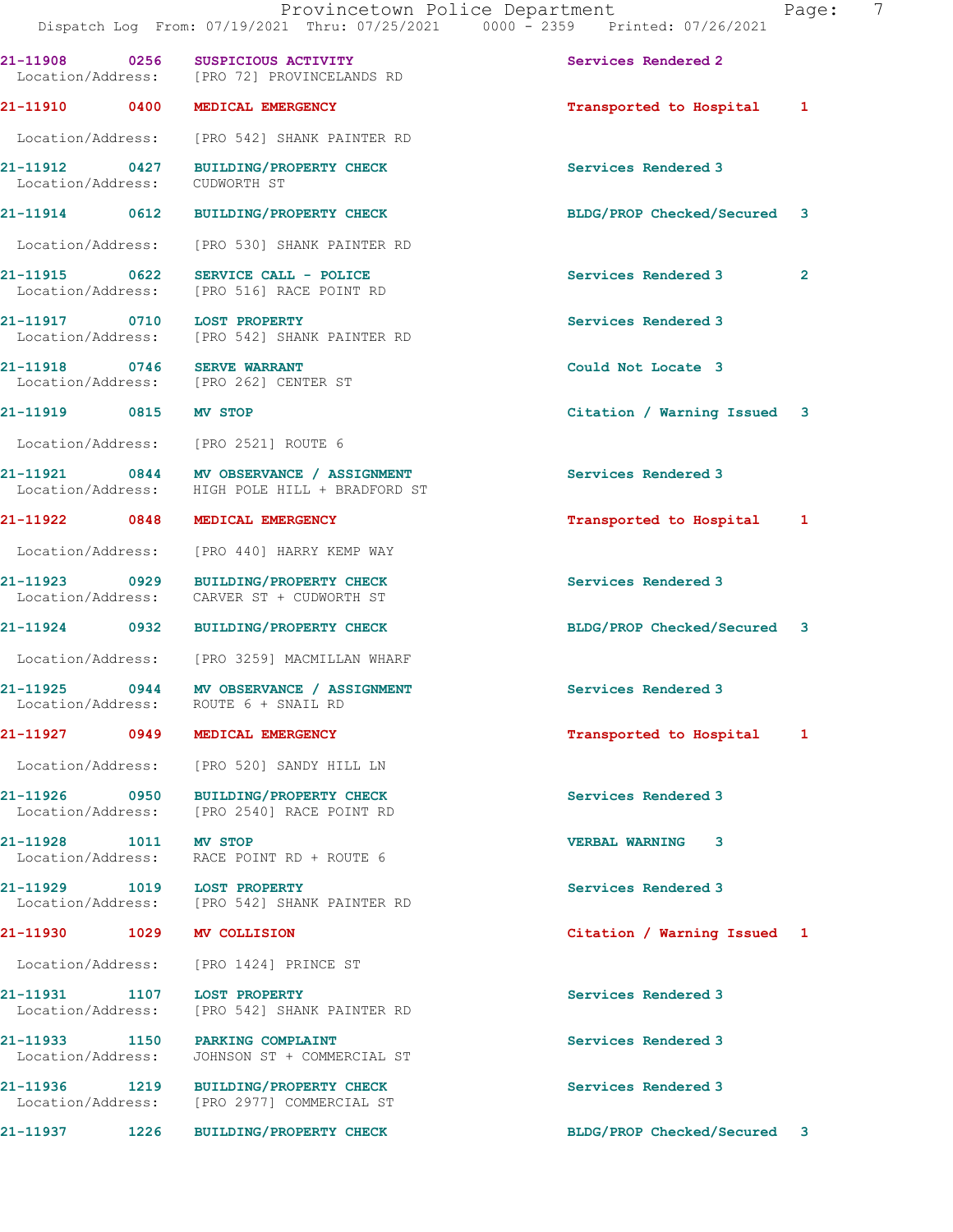Provincetown Police Department
Dispatch Log From: 07/19/2021 Thru: 07/25/2021 0000 - 2359 Printed: 07/26/2021

| Call Number | Time | Call Reason | Action | Priority |
|---|---|---|---|---|
| 21-11908 | 0256 | SUSPICIOUS ACTIVITY | Services Rendered | 2 |
| Location/Address: | | [PRO 72] PROVINCELANDS RD | | |
| 21-11910 | 0400 | MEDICAL EMERGENCY | Transported to Hospital | 1 |
| Location/Address: | | [PRO 542] SHANK PAINTER RD | | |
| 21-11912 | 0427 | BUILDING/PROPERTY CHECK | Services Rendered | 3 |
| Location/Address: | | CUDWORTH ST | | |
| 21-11914 | 0612 | BUILDING/PROPERTY CHECK | BLDG/PROP Checked/Secured | 3 |
| Location/Address: | | [PRO 530] SHANK PAINTER RD | | |
| 21-11915 | 0622 | SERVICE CALL - POLICE | Services Rendered 3 | 2 |
| Location/Address: | | [PRO 516] RACE POINT RD | | |
| 21-11917 | 0710 | LOST PROPERTY | Services Rendered | 3 |
| Location/Address: | | [PRO 542] SHANK PAINTER RD | | |
| 21-11918 | 0746 | SERVE WARRANT | Could Not Locate | 3 |
| Location/Address: | | [PRO 262] CENTER ST | | |
| 21-11919 | 0815 | MV STOP | Citation / Warning Issued | 3 |
| Location/Address: | | [PRO 2521] ROUTE 6 | | |
| 21-11921 | 0844 | MV OBSERVANCE / ASSIGNMENT | Services Rendered | 3 |
| Location/Address: | | HIGH POLE HILL + BRADFORD ST | | |
| 21-11922 | 0848 | MEDICAL EMERGENCY | Transported to Hospital | 1 |
| Location/Address: | | [PRO 440] HARRY KEMP WAY | | |
| 21-11923 | 0929 | BUILDING/PROPERTY CHECK | Services Rendered | 3 |
| Location/Address: | | CARVER ST + CUDWORTH ST | | |
| 21-11924 | 0932 | BUILDING/PROPERTY CHECK | BLDG/PROP Checked/Secured | 3 |
| Location/Address: | | [PRO 3259] MACMILLAN WHARF | | |
| 21-11925 | 0944 | MV OBSERVANCE / ASSIGNMENT | Services Rendered | 3 |
| Location/Address: | | ROUTE 6 + SNAIL RD | | |
| 21-11927 | 0949 | MEDICAL EMERGENCY | Transported to Hospital | 1 |
| Location/Address: | | [PRO 520] SANDY HILL LN | | |
| 21-11926 | 0950 | BUILDING/PROPERTY CHECK | Services Rendered | 3 |
| Location/Address: | | [PRO 2540] RACE POINT RD | | |
| 21-11928 | 1011 | MV STOP | VERBAL WARNING | 3 |
| Location/Address: | | RACE POINT RD + ROUTE 6 | | |
| 21-11929 | 1019 | LOST PROPERTY | Services Rendered | 3 |
| Location/Address: | | [PRO 542] SHANK PAINTER RD | | |
| 21-11930 | 1029 | MV COLLISION | Citation / Warning Issued | 1 |
| Location/Address: | | [PRO 1424] PRINCE ST | | |
| 21-11931 | 1107 | LOST PROPERTY | Services Rendered | 3 |
| Location/Address: | | [PRO 542] SHANK PAINTER RD | | |
| 21-11933 | 1150 | PARKING COMPLAINT | Services Rendered | 3 |
| Location/Address: | | JOHNSON ST + COMMERCIAL ST | | |
| 21-11936 | 1219 | BUILDING/PROPERTY CHECK | Services Rendered | 3 |
| Location/Address: | | [PRO 2977] COMMERCIAL ST | | |
| 21-11937 | 1226 | BUILDING/PROPERTY CHECK | BLDG/PROP Checked/Secured | 3 |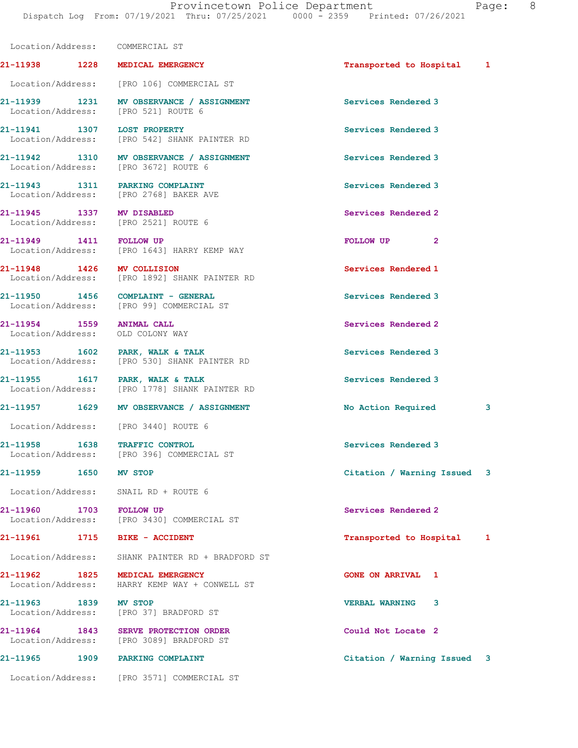Location/Address: COMMERCIAL ST

| Call Number | Time | Call Reason | Action | Priority |
|---|---|---|---|---|
| 21-11938 | 1228 | MEDICAL EMERGENCY | Transported to Hospital | 1 |
| Location/Address: | | [PRO 106] COMMERCIAL ST | | |
| 21-11939 | 1231 | MV OBSERVANCE / ASSIGNMENT | Services Rendered | 3 |
| Location/Address: | | [PRO 521] ROUTE 6 | | |
| 21-11941 | 1307 | LOST PROPERTY | Services Rendered | 3 |
| Location/Address: | | [PRO 542] SHANK PAINTER RD | | |
| 21-11942 | 1310 | MV OBSERVANCE / ASSIGNMENT | Services Rendered | 3 |
| Location/Address: | | [PRO 3672] ROUTE 6 | | |
| 21-11943 | 1311 | PARKING COMPLAINT | Services Rendered | 3 |
| Location/Address: | | [PRO 2768] BAKER AVE | | |
| 21-11945 | 1337 | MV DISABLED | Services Rendered | 2 |
| Location/Address: | | [PRO 2521] ROUTE 6 | | |
| 21-11949 | 1411 | FOLLOW UP | FOLLOW UP | 2 |
| Location/Address: | | [PRO 1643] HARRY KEMP WAY | | |
| 21-11948 | 1426 | MV COLLISION | Services Rendered | 1 |
| Location/Address: | | [PRO 1892] SHANK PAINTER RD | | |
| 21-11950 | 1456 | COMPLAINT - GENERAL | Services Rendered | 3 |
| Location/Address: | | [PRO 99] COMMERCIAL ST | | |
| 21-11954 | 1559 | ANIMAL CALL | Services Rendered | 2 |
| Location/Address: | | OLD COLONY WAY | | |
| 21-11953 | 1602 | PARK, WALK & TALK | Services Rendered | 3 |
| Location/Address: | | [PRO 530] SHANK PAINTER RD | | |
| 21-11955 | 1617 | PARK, WALK & TALK | Services Rendered | 3 |
| Location/Address: | | [PRO 1778] SHANK PAINTER RD | | |
| 21-11957 | 1629 | MV OBSERVANCE / ASSIGNMENT | No Action Required | 3 |
| Location/Address: | | [PRO 3440] ROUTE 6 | | |
| 21-11958 | 1638 | TRAFFIC CONTROL | Services Rendered | 3 |
| Location/Address: | | [PRO 396] COMMERCIAL ST | | |
| 21-11959 | 1650 | MV STOP | Citation / Warning Issued | 3 |
| Location/Address: | | SNAIL RD + ROUTE 6 | | |
| 21-11960 | 1703 | FOLLOW UP | Services Rendered | 2 |
| Location/Address: | | [PRO 3430] COMMERCIAL ST | | |
| 21-11961 | 1715 | BIKE - ACCIDENT | Transported to Hospital | 1 |
| Location/Address: | | SHANK PAINTER RD + BRADFORD ST | | |
| 21-11962 | 1825 | MEDICAL EMERGENCY | GONE ON ARRIVAL | 1 |
| Location/Address: | | HARRY KEMP WAY + CONWELL ST | | |
| 21-11963 | 1839 | MV STOP | VERBAL WARNING | 3 |
| Location/Address: | | [PRO 37] BRADFORD ST | | |
| 21-11964 | 1843 | SERVE PROTECTION ORDER | Could Not Locate | 2 |
| Location/Address: | | [PRO 3089] BRADFORD ST | | |
| 21-11965 | 1909 | PARKING COMPLAINT | Citation / Warning Issued | 3 |
| Location/Address: | | [PRO 3571] COMMERCIAL ST | | |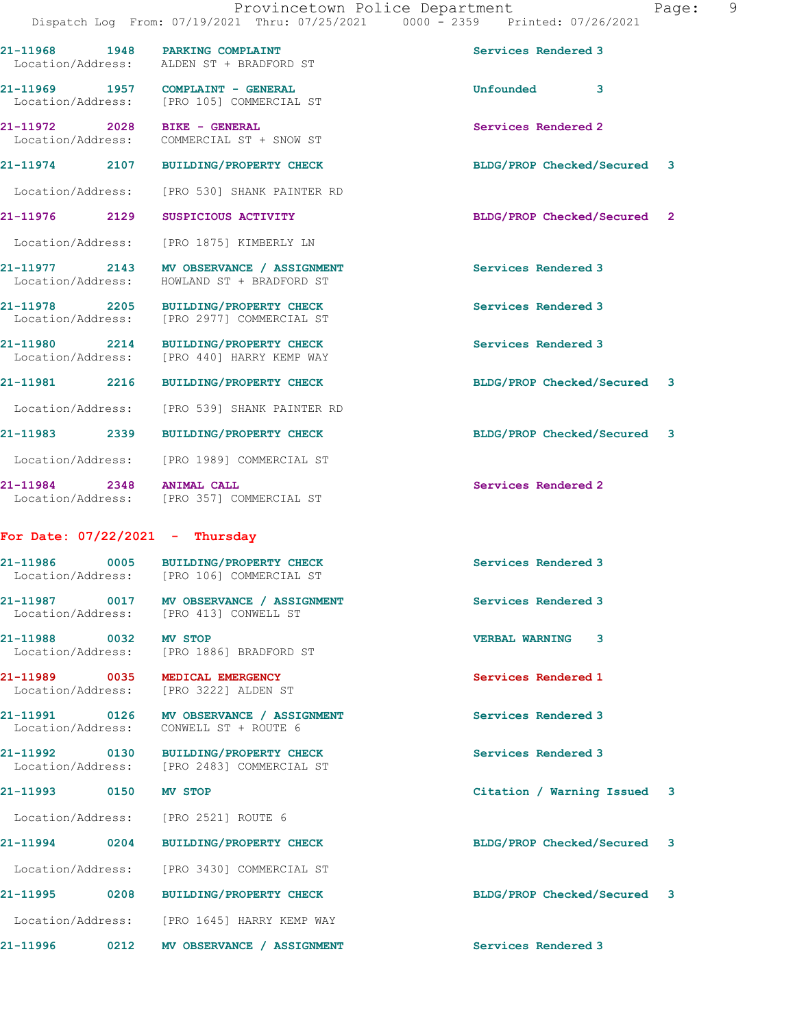21-11968 1948 PARKING COMPLAINT Services Rendered 3
Location/Address: ALDEN ST + BRADFORD ST

21-11969 1957 COMPLAINT - GENERAL Unfounded 3
Location/Address: [PRO 105] COMMERCIAL ST

21-11972 2028 BIKE - GENERAL Services Rendered 2
Location/Address: COMMERCIAL ST + SNOW ST

21-11974 2107 BUILDING/PROPERTY CHECK BLDG/PROP Checked/Secured 3
Location/Address: [PRO 530] SHANK PAINTER RD

21-11976 2129 SUSPICIOUS ACTIVITY BLDG/PROP Checked/Secured 2
Location/Address: [PRO 1875] KIMBERLY LN

21-11977 2143 MV OBSERVANCE / ASSIGNMENT Services Rendered 3
Location/Address: HOWLAND ST + BRADFORD ST

21-11978 2205 BUILDING/PROPERTY CHECK Services Rendered 3
Location/Address: [PRO 2977] COMMERCIAL ST

21-11980 2214 BUILDING/PROPERTY CHECK Services Rendered 3
Location/Address: [PRO 440] HARRY KEMP WAY

21-11981 2216 BUILDING/PROPERTY CHECK BLDG/PROP Checked/Secured 3
Location/Address: [PRO 539] SHANK PAINTER RD

21-11983 2339 BUILDING/PROPERTY CHECK BLDG/PROP Checked/Secured 3
Location/Address: [PRO 1989] COMMERCIAL ST

21-11984 2348 ANIMAL CALL Services Rendered 2
Location/Address: [PRO 357] COMMERCIAL ST

## For Date: 07/22/2021 - Thursday

21-11986 0005 BUILDING/PROPERTY CHECK Services Rendered 3
Location/Address: [PRO 106] COMMERCIAL ST

21-11987 0017 MV OBSERVANCE / ASSIGNMENT Services Rendered 3
Location/Address: [PRO 413] CONWELL ST

21-11988 0032 MV STOP VERBAL WARNING 3
Location/Address: [PRO 1886] BRADFORD ST

21-11989 0035 MEDICAL EMERGENCY Services Rendered 1
Location/Address: [PRO 3222] ALDEN ST

21-11991 0126 MV OBSERVANCE / ASSIGNMENT Services Rendered 3
Location/Address: CONWELL ST + ROUTE 6

21-11992 0130 BUILDING/PROPERTY CHECK Services Rendered 3
Location/Address: [PRO 2483] COMMERCIAL ST

21-11993 0150 MV STOP Citation / Warning Issued 3
Location/Address: [PRO 2521] ROUTE 6

21-11994 0204 BUILDING/PROPERTY CHECK BLDG/PROP Checked/Secured 3
Location/Address: [PRO 3430] COMMERCIAL ST

21-11995 0208 BUILDING/PROPERTY CHECK BLDG/PROP Checked/Secured 3
Location/Address: [PRO 1645] HARRY KEMP WAY

21-11996 0212 MV OBSERVANCE / ASSIGNMENT Services Rendered 3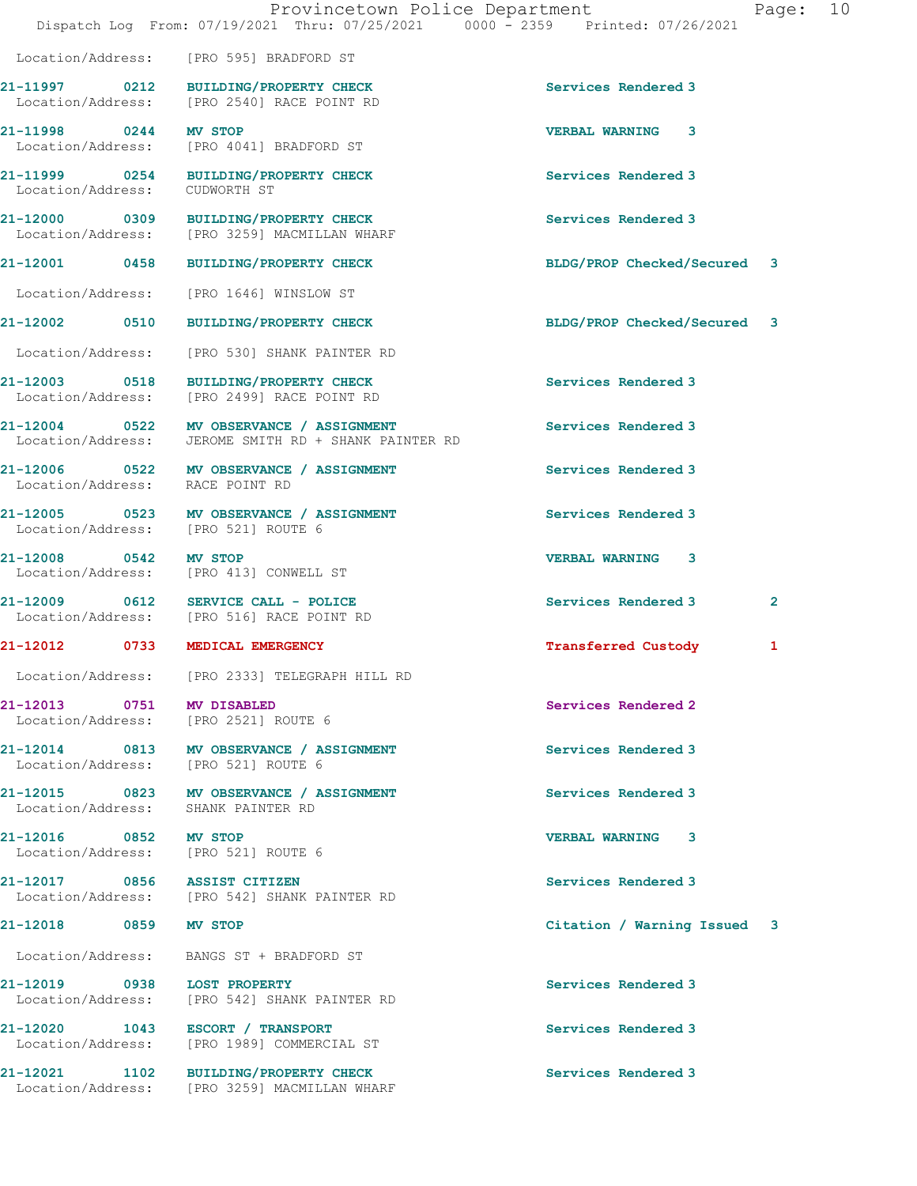Location/Address: [PRO 595] BRADFORD ST

| Call # | Time | Call Reason | Action | Priority | |
|---|---|---|---|---|---|
| 21-11997 | 0212 | BUILDING/PROPERTY CHECK | Services Rendered | 3 | |
| | | Location/Address: [PRO 2540] RACE POINT RD | | | |
| 21-11998 | 0244 | MV STOP | VERBAL WARNING | 3 | |
| | | Location/Address: [PRO 4041] BRADFORD ST | | | |
| 21-11999 | 0254 | BUILDING/PROPERTY CHECK | Services Rendered | 3 | |
| | | Location/Address: CUDWORTH ST | | | |
| 21-12000 | 0309 | BUILDING/PROPERTY CHECK | Services Rendered | 3 | |
| | | Location/Address: [PRO 3259] MACMILLAN WHARF | | | |
| 21-12001 | 0458 | BUILDING/PROPERTY CHECK | BLDG/PROP Checked/Secured | 3 | |
| | | Location/Address: [PRO 1646] WINSLOW ST | | | |
| 21-12002 | 0510 | BUILDING/PROPERTY CHECK | BLDG/PROP Checked/Secured | 3 | |
| | | Location/Address: [PRO 530] SHANK PAINTER RD | | | |
| 21-12003 | 0518 | BUILDING/PROPERTY CHECK | Services Rendered | 3 | |
| | | Location/Address: [PRO 2499] RACE POINT RD | | | |
| 21-12004 | 0522 | MV OBSERVANCE / ASSIGNMENT | Services Rendered | 3 | |
| | | Location/Address: JEROME SMITH RD + SHANK PAINTER RD | | | |
| 21-12006 | 0522 | MV OBSERVANCE / ASSIGNMENT | Services Rendered | 3 | |
| | | Location/Address: RACE POINT RD | | | |
| 21-12005 | 0523 | MV OBSERVANCE / ASSIGNMENT | Services Rendered | 3 | |
| | | Location/Address: [PRO 521] ROUTE 6 | | | |
| 21-12008 | 0542 | MV STOP | VERBAL WARNING | 3 | |
| | | Location/Address: [PRO 413] CONWELL ST | | | |
| 21-12009 | 0612 | SERVICE CALL - POLICE | Services Rendered | 3 | 2 |
| | | Location/Address: [PRO 516] RACE POINT RD | | | |
| 21-12012 | 0733 | MEDICAL EMERGENCY | Transferred Custody | | 1 |
| | | Location/Address: [PRO 2333] TELEGRAPH HILL RD | | | |
| 21-12013 | 0751 | MV DISABLED | Services Rendered | 2 | |
| | | Location/Address: [PRO 2521] ROUTE 6 | | | |
| 21-12014 | 0813 | MV OBSERVANCE / ASSIGNMENT | Services Rendered | 3 | |
| | | Location/Address: [PRO 521] ROUTE 6 | | | |
| 21-12015 | 0823 | MV OBSERVANCE / ASSIGNMENT | Services Rendered | 3 | |
| | | Location/Address: SHANK PAINTER RD | | | |
| 21-12016 | 0852 | MV STOP | VERBAL WARNING | 3 | |
| | | Location/Address: [PRO 521] ROUTE 6 | | | |
| 21-12017 | 0856 | ASSIST CITIZEN | Services Rendered | 3 | |
| | | Location/Address: [PRO 542] SHANK PAINTER RD | | | |
| 21-12018 | 0859 | MV STOP | Citation / Warning Issued | 3 | |
| | | Location/Address: BANGS ST + BRADFORD ST | | | |
| 21-12019 | 0938 | LOST PROPERTY | Services Rendered | 3 | |
| | | Location/Address: [PRO 542] SHANK PAINTER RD | | | |
| 21-12020 | 1043 | ESCORT / TRANSPORT | Services Rendered | 3 | |
| | | Location/Address: [PRO 1989] COMMERCIAL ST | | | |
| 21-12021 | 1102 | BUILDING/PROPERTY CHECK | Services Rendered | 3 | |
| | | Location/Address: [PRO 3259] MACMILLAN WHARF | | | |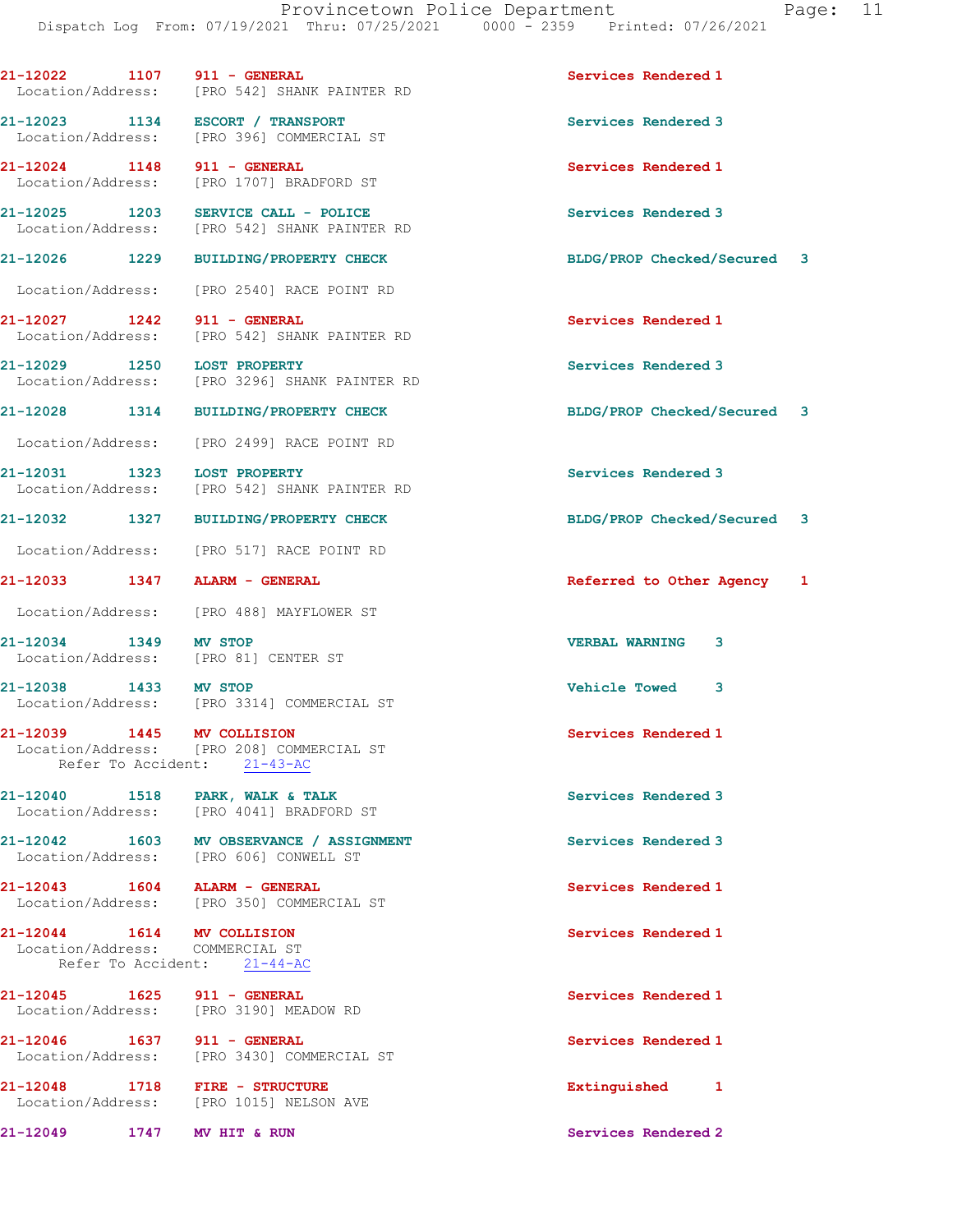21-12022 1107 911 - GENERAL Services Rendered 1
Location/Address: [PRO 542] SHANK PAINTER RD

21-12023 1134 ESCORT / TRANSPORT Services Rendered 3
Location/Address: [PRO 396] COMMERCIAL ST

21-12024 1148 911 - GENERAL Services Rendered 1
Location/Address: [PRO 1707] BRADFORD ST

21-12025 1203 SERVICE CALL - POLICE Services Rendered 3
Location/Address: [PRO 542] SHANK PAINTER RD

21-12026 1229 BUILDING/PROPERTY CHECK BLDG/PROP Checked/Secured 3
Location/Address: [PRO 2540] RACE POINT RD

21-12027 1242 911 - GENERAL Services Rendered 1
Location/Address: [PRO 542] SHANK PAINTER RD

21-12029 1250 LOST PROPERTY Services Rendered 3
Location/Address: [PRO 3296] SHANK PAINTER RD

21-12028 1314 BUILDING/PROPERTY CHECK BLDG/PROP Checked/Secured 3
Location/Address: [PRO 2499] RACE POINT RD

21-12031 1323 LOST PROPERTY Services Rendered 3
Location/Address: [PRO 542] SHANK PAINTER RD

21-12032 1327 BUILDING/PROPERTY CHECK BLDG/PROP Checked/Secured 3
Location/Address: [PRO 517] RACE POINT RD

21-12033 1347 ALARM - GENERAL Referred to Other Agency 1
Location/Address: [PRO 488] MAYFLOWER ST

21-12034 1349 MV STOP VERBAL WARNING 3
Location/Address: [PRO 81] CENTER ST

21-12038 1433 MV STOP Vehicle Towed 3
Location/Address: [PRO 3314] COMMERCIAL ST

21-12039 1445 MV COLLISION Services Rendered 1
Location/Address: [PRO 208] COMMERCIAL ST
Refer To Accident: 21-43-AC

21-12040 1518 PARK, WALK & TALK Services Rendered 3
Location/Address: [PRO 4041] BRADFORD ST

21-12042 1603 MV OBSERVANCE / ASSIGNMENT Services Rendered 3
Location/Address: [PRO 606] CONWELL ST

21-12043 1604 ALARM - GENERAL Services Rendered 1
Location/Address: [PRO 350] COMMERCIAL ST

21-12044 1614 MV COLLISION Services Rendered 1
Location/Address: COMMERCIAL ST
Refer To Accident: 21-44-AC

21-12045 1625 911 - GENERAL Services Rendered 1
Location/Address: [PRO 3190] MEADOW RD

21-12046 1637 911 - GENERAL Services Rendered 1
Location/Address: [PRO 3430] COMMERCIAL ST

21-12048 1718 FIRE - STRUCTURE Extinguished 1
Location/Address: [PRO 1015] NELSON AVE

21-12049 1747 MV HIT & RUN Services Rendered 2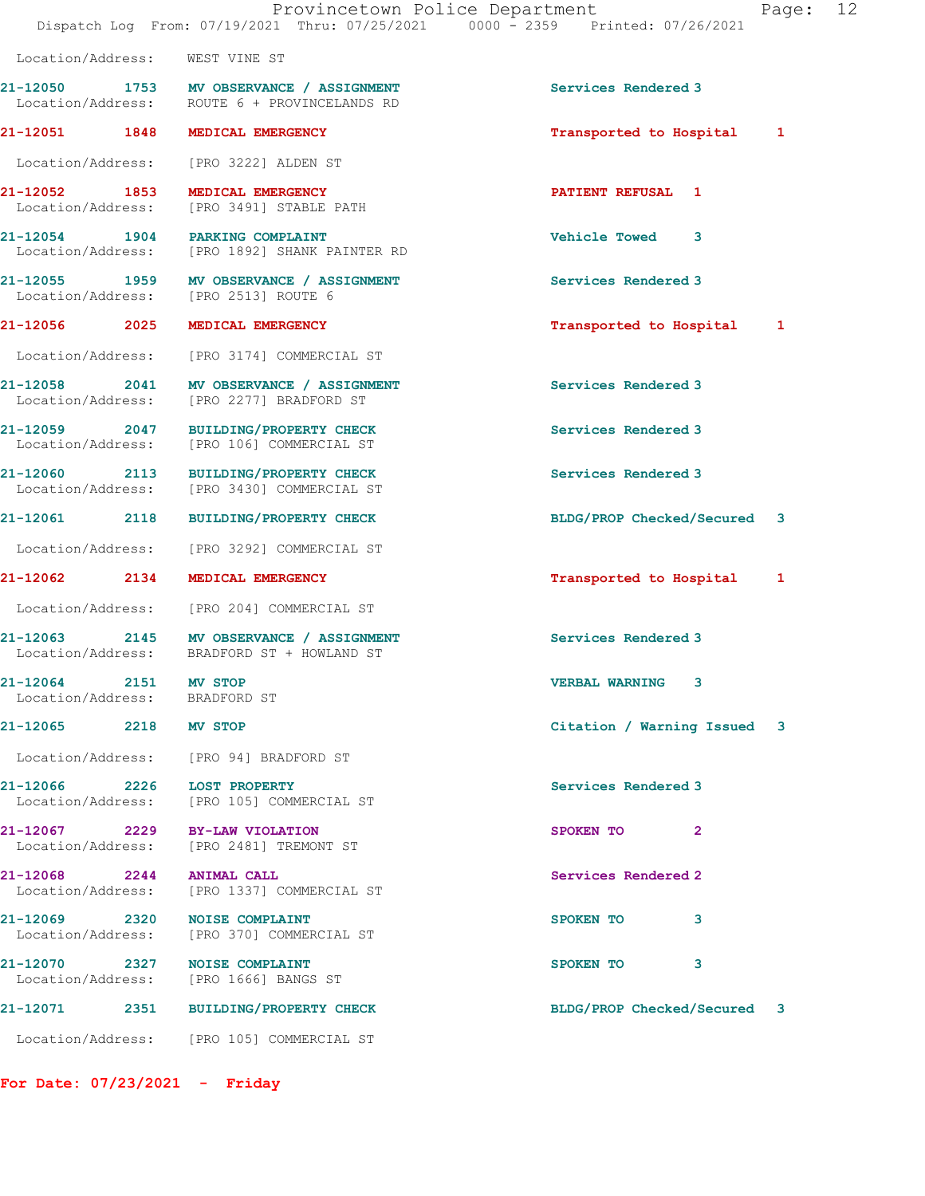Location/Address: WEST VINE ST

| Call # | Time | Call Type | Disposition | Priority |
|---|---|---|---|---|
| 21-12050 | 1753 | MV OBSERVANCE / ASSIGNMENT | Services Rendered | 3 |
| | | Location/Address: ROUTE 6 + PROVINCELANDS RD | | |
| 21-12051 | 1848 | MEDICAL EMERGENCY | Transported to Hospital | 1 |
| | | Location/Address: [PRO 3222] ALDEN ST | | |
| 21-12052 | 1853 | MEDICAL EMERGENCY | PATIENT REFUSAL | 1 |
| | | Location/Address: [PRO 3491] STABLE PATH | | |
| 21-12054 | 1904 | PARKING COMPLAINT | Vehicle Towed | 3 |
| | | Location/Address: [PRO 1892] SHANK PAINTER RD | | |
| 21-12055 | 1959 | MV OBSERVANCE / ASSIGNMENT | Services Rendered | 3 |
| | | Location/Address: [PRO 2513] ROUTE 6 | | |
| 21-12056 | 2025 | MEDICAL EMERGENCY | Transported to Hospital | 1 |
| | | Location/Address: [PRO 3174] COMMERCIAL ST | | |
| 21-12058 | 2041 | MV OBSERVANCE / ASSIGNMENT | Services Rendered | 3 |
| | | Location/Address: [PRO 2277] BRADFORD ST | | |
| 21-12059 | 2047 | BUILDING/PROPERTY CHECK | Services Rendered | 3 |
| | | Location/Address: [PRO 106] COMMERCIAL ST | | |
| 21-12060 | 2113 | BUILDING/PROPERTY CHECK | Services Rendered | 3 |
| | | Location/Address: [PRO 3430] COMMERCIAL ST | | |
| 21-12061 | 2118 | BUILDING/PROPERTY CHECK | BLDG/PROP Checked/Secured | 3 |
| | | Location/Address: [PRO 3292] COMMERCIAL ST | | |
| 21-12062 | 2134 | MEDICAL EMERGENCY | Transported to Hospital | 1 |
| | | Location/Address: [PRO 204] COMMERCIAL ST | | |
| 21-12063 | 2145 | MV OBSERVANCE / ASSIGNMENT | Services Rendered | 3 |
| | | Location/Address: BRADFORD ST + HOWLAND ST | | |
| 21-12064 | 2151 | MV STOP | VERBAL WARNING | 3 |
| | | Location/Address: BRADFORD ST | | |
| 21-12065 | 2218 | MV STOP | Citation / Warning Issued | 3 |
| | | Location/Address: [PRO 94] BRADFORD ST | | |
| 21-12066 | 2226 | LOST PROPERTY | Services Rendered | 3 |
| | | Location/Address: [PRO 105] COMMERCIAL ST | | |
| 21-12067 | 2229 | BY-LAW VIOLATION | SPOKEN TO | 2 |
| | | Location/Address: [PRO 2481] TREMONT ST | | |
| 21-12068 | 2244 | ANIMAL CALL | Services Rendered | 2 |
| | | Location/Address: [PRO 1337] COMMERCIAL ST | | |
| 21-12069 | 2320 | NOISE COMPLAINT | SPOKEN TO | 3 |
| | | Location/Address: [PRO 370] COMMERCIAL ST | | |
| 21-12070 | 2327 | NOISE COMPLAINT | SPOKEN TO | 3 |
| | | Location/Address: [PRO 1666] BANGS ST | | |
| 21-12071 | 2351 | BUILDING/PROPERTY CHECK | BLDG/PROP Checked/Secured | 3 |
| | | Location/Address: [PRO 105] COMMERCIAL ST | | |

**For Date: 07/23/2021 - Friday**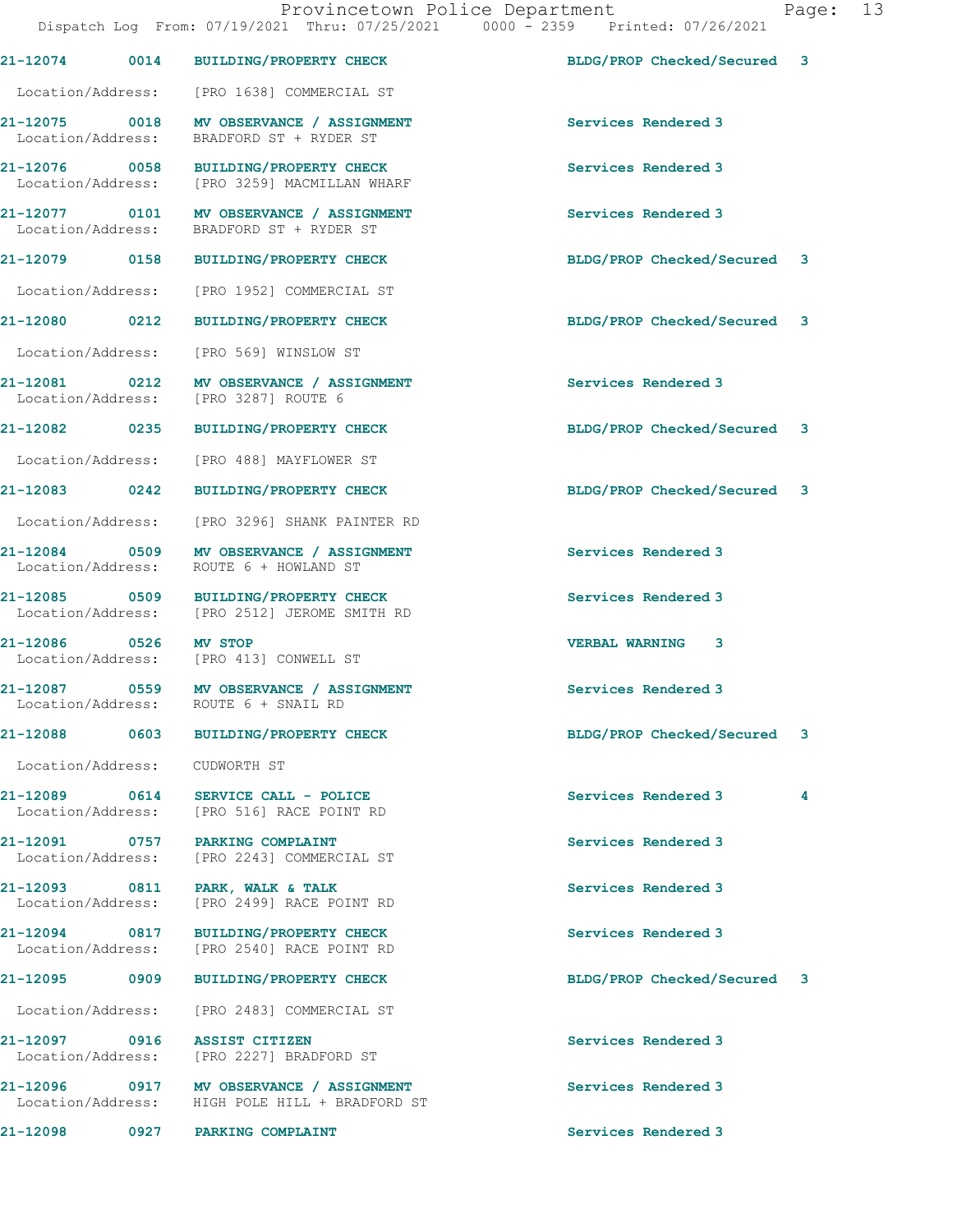Dispatch Log From: 07/19/2021 Thru: 07/25/2021 0000 - 2359 Printed: 07/26/2021

**21-12074 0014 BUILDING/PROPERTY CHECK** BLDG/PROP Checked/Secured 3
Location/Address: [PRO 1638] COMMERCIAL ST

**21-12075 0018 MV OBSERVANCE / ASSIGNMENT** Services Rendered 3
Location/Address: BRADFORD ST + RYDER ST

**21-12076 0058 BUILDING/PROPERTY CHECK** Services Rendered 3
Location/Address: [PRO 3259] MACMILLAN WHARF

**21-12077 0101 MV OBSERVANCE / ASSIGNMENT** Services Rendered 3
Location/Address: BRADFORD ST + RYDER ST

**21-12079 0158 BUILDING/PROPERTY CHECK** BLDG/PROP Checked/Secured 3
Location/Address: [PRO 1952] COMMERCIAL ST

**21-12080 0212 BUILDING/PROPERTY CHECK** BLDG/PROP Checked/Secured 3
Location/Address: [PRO 569] WINSLOW ST

**21-12081 0212 MV OBSERVANCE / ASSIGNMENT** Services Rendered 3
Location/Address: [PRO 3287] ROUTE 6

**21-12082 0235 BUILDING/PROPERTY CHECK** BLDG/PROP Checked/Secured 3
Location/Address: [PRO 488] MAYFLOWER ST

**21-12083 0242 BUILDING/PROPERTY CHECK** BLDG/PROP Checked/Secured 3
Location/Address: [PRO 3296] SHANK PAINTER RD

**21-12084 0509 MV OBSERVANCE / ASSIGNMENT** Services Rendered 3
Location/Address: ROUTE 6 + HOWLAND ST

**21-12085 0509 BUILDING/PROPERTY CHECK** Services Rendered 3
Location/Address: [PRO 2512] JEROME SMITH RD

**21-12086 0526 MV STOP** VERBAL WARNING 3
Location/Address: [PRO 413] CONWELL ST

**21-12087 0559 MV OBSERVANCE / ASSIGNMENT** Services Rendered 3
Location/Address: ROUTE 6 + SNAIL RD

**21-12088 0603 BUILDING/PROPERTY CHECK** BLDG/PROP Checked/Secured 3
Location/Address: CUDWORTH ST

**21-12089 0614 SERVICE CALL - POLICE** Services Rendered 3 4
Location/Address: [PRO 516] RACE POINT RD

**21-12091 0757 PARKING COMPLAINT** Services Rendered 3
Location/Address: [PRO 2243] COMMERCIAL ST

**21-12093 0811 PARK, WALK & TALK** Services Rendered 3
Location/Address: [PRO 2499] RACE POINT RD

**21-12094 0817 BUILDING/PROPERTY CHECK** Services Rendered 3
Location/Address: [PRO 2540] RACE POINT RD

**21-12095 0909 BUILDING/PROPERTY CHECK** BLDG/PROP Checked/Secured 3
Location/Address: [PRO 2483] COMMERCIAL ST

**21-12097 0916 ASSIST CITIZEN** Services Rendered 3
Location/Address: [PRO 2227] BRADFORD ST

**21-12096 0917 MV OBSERVANCE / ASSIGNMENT** Services Rendered 3
Location/Address: HIGH POLE HILL + BRADFORD ST

**21-12098 0927 PARKING COMPLAINT** Services Rendered 3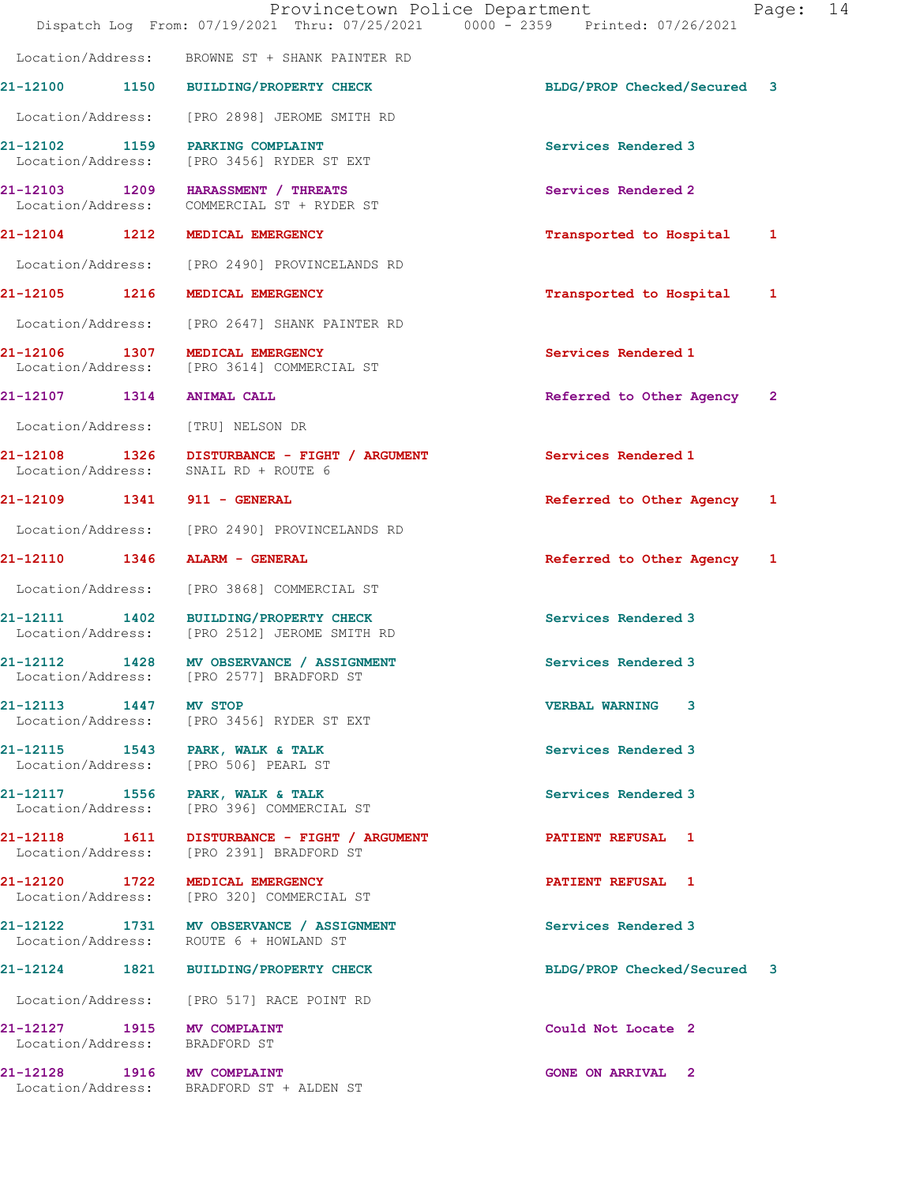Location/Address: BROWNE ST + SHANK PAINTER RD

21-12100 1150 BUILDING/PROPERTY CHECK BLDG/PROP Checked/Secured 3

Location/Address: [PRO 2898] JEROME SMITH RD

21-12102 1159 PARKING COMPLAINT Services Rendered 3
Location/Address: [PRO 3456] RYDER ST EXT

21-12103 1209 HARASSMENT / THREATS Services Rendered 2
Location/Address: COMMERCIAL ST + RYDER ST

21-12104 1212 MEDICAL EMERGENCY Transported to Hospital 1

Location/Address: [PRO 2490] PROVINCELANDS RD

21-12105 1216 MEDICAL EMERGENCY Transported to Hospital 1

Location/Address: [PRO 2647] SHANK PAINTER RD

21-12106 1307 MEDICAL EMERGENCY Services Rendered 1
Location/Address: [PRO 3614] COMMERCIAL ST

21-12107 1314 ANIMAL CALL Referred to Other Agency 2

Location/Address: [TRU] NELSON DR

21-12108 1326 DISTURBANCE - FIGHT / ARGUMENT Services Rendered 1
Location/Address: SNAIL RD + ROUTE 6

21-12109 1341 911 - GENERAL Referred to Other Agency 1

Location/Address: [PRO 2490] PROVINCELANDS RD

21-12110 1346 ALARM - GENERAL Referred to Other Agency 1

Location/Address: [PRO 3868] COMMERCIAL ST

21-12111 1402 BUILDING/PROPERTY CHECK Services Rendered 3
Location/Address: [PRO 2512] JEROME SMITH RD

21-12112 1428 MV OBSERVANCE / ASSIGNMENT Services Rendered 3
Location/Address: [PRO 2577] BRADFORD ST

21-12113 1447 MV STOP VERBAL WARNING 3
Location/Address: [PRO 3456] RYDER ST EXT

21-12115 1543 PARK, WALK & TALK Services Rendered 3
Location/Address: [PRO 506] PEARL ST

21-12117 1556 PARK, WALK & TALK Services Rendered 3
Location/Address: [PRO 396] COMMERCIAL ST

21-12118 1611 DISTURBANCE - FIGHT / ARGUMENT PATIENT REFUSAL 1
Location/Address: [PRO 2391] BRADFORD ST

21-12120 1722 MEDICAL EMERGENCY PATIENT REFUSAL 1
Location/Address: [PRO 320] COMMERCIAL ST

21-12122 1731 MV OBSERVANCE / ASSIGNMENT Services Rendered 3
Location/Address: ROUTE 6 + HOWLAND ST

21-12124 1821 BUILDING/PROPERTY CHECK BLDG/PROP Checked/Secured 3

Location/Address: [PRO 517] RACE POINT RD

21-12127 1915 MV COMPLAINT Could Not Locate 2
Location/Address: BRADFORD ST

21-12128 1916 MV COMPLAINT GONE ON ARRIVAL 2
Location/Address: BRADFORD ST + ALDEN ST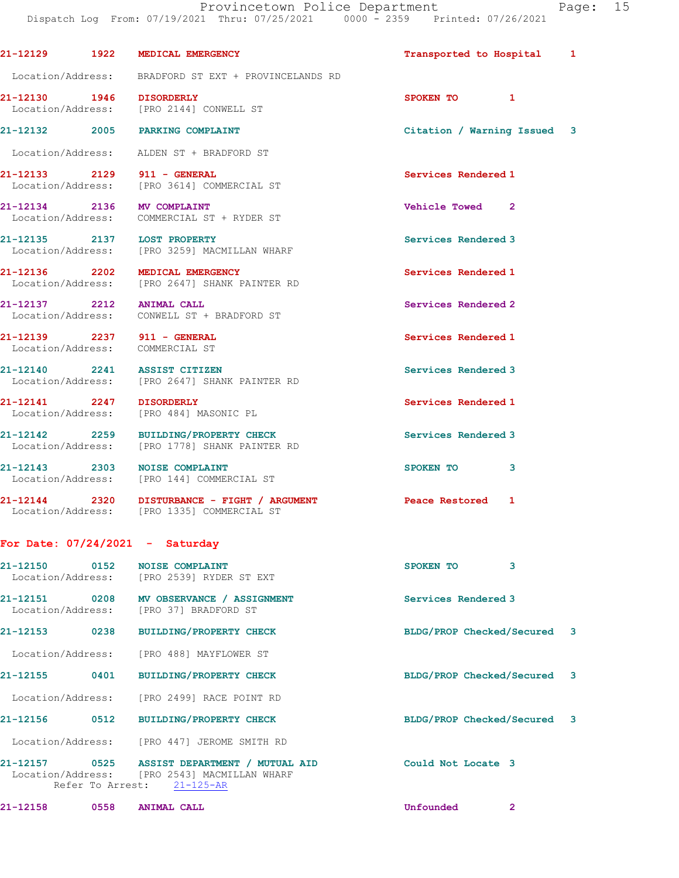21-12129 1922 MEDICAL EMERGENCY Transported to Hospital 1

Location/Address: BRADFORD ST EXT + PROVINCELANDS RD

21-12130 1946 DISORDERLY SPOKEN TO 1
Location/Address: [PRO 2144] CONWELL ST

21-12132 2005 PARKING COMPLAINT Citation / Warning Issued 3

Location/Address: ALDEN ST + BRADFORD ST

21-12133 2129 911 - GENERAL Services Rendered 1
Location/Address: [PRO 3614] COMMERCIAL ST

21-12134 2136 MV COMPLAINT Vehicle Towed 2
Location/Address: COMMERCIAL ST + RYDER ST

21-12135 2137 LOST PROPERTY Services Rendered 3
Location/Address: [PRO 3259] MACMILLAN WHARF

21-12136 2202 MEDICAL EMERGENCY Services Rendered 1
Location/Address: [PRO 2647] SHANK PAINTER RD

21-12137 2212 ANIMAL CALL Services Rendered 2
Location/Address: CONWELL ST + BRADFORD ST

21-12139 2237 911 - GENERAL Services Rendered 1
Location/Address: COMMERCIAL ST

21-12140 2241 ASSIST CITIZEN Services Rendered 3
Location/Address: [PRO 2647] SHANK PAINTER RD

21-12141 2247 DISORDERLY Services Rendered 1
Location/Address: [PRO 484] MASONIC PL

21-12142 2259 BUILDING/PROPERTY CHECK Services Rendered 3
Location/Address: [PRO 1778] SHANK PAINTER RD

21-12143 2303 NOISE COMPLAINT SPOKEN TO 3
Location/Address: [PRO 144] COMMERCIAL ST

21-12144 2320 DISTURBANCE - FIGHT / ARGUMENT Peace Restored 1
Location/Address: [PRO 1335] COMMERCIAL ST

## For Date: 07/24/2021 - Saturday

21-12150 0152 NOISE COMPLAINT SPOKEN TO 3
Location/Address: [PRO 2539] RYDER ST EXT

21-12151 0208 MV OBSERVANCE / ASSIGNMENT Services Rendered 3
Location/Address: [PRO 37] BRADFORD ST

21-12153 0238 BUILDING/PROPERTY CHECK BLDG/PROP Checked/Secured 3

Location/Address: [PRO 488] MAYFLOWER ST

21-12155 0401 BUILDING/PROPERTY CHECK BLDG/PROP Checked/Secured 3

Location/Address: [PRO 2499] RACE POINT RD

21-12156 0512 BUILDING/PROPERTY CHECK BLDG/PROP Checked/Secured 3

Location/Address: [PRO 447] JEROME SMITH RD

21-12157 0525 ASSIST DEPARTMENT / MUTUAL AID Could Not Locate 3
Location/Address: [PRO 2543] MACMILLAN WHARF
Refer To Arrest: 21-125-AR

21-12158 0558 ANIMAL CALL Unfounded 2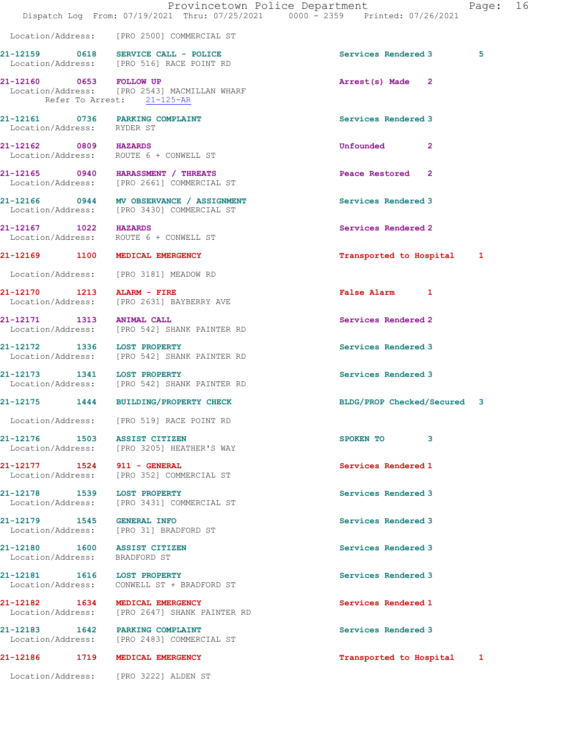Location/Address: [PRO 2500] COMMERCIAL ST

21-12159 0618 SERVICE CALL - POLICE Services Rendered 3 5
Location/Address: [PRO 516] RACE POINT RD

21-12160 0653 FOLLOW UP Arrest(s) Made 2
Location/Address: [PRO 2543] MACMILLAN WHARF
Refer To Arrest: 21-125-AR

21-12161 0736 PARKING COMPLAINT Services Rendered 3
Location/Address: RYDER ST

21-12162 0809 HAZARDS Unfounded 2
Location/Address: ROUTE 6 + CONWELL ST

21-12165 0940 HARASSMENT / THREATS Peace Restored 2
Location/Address: [PRO 2661] COMMERCIAL ST

21-12166 0944 MV OBSERVANCE / ASSIGNMENT Services Rendered 3
Location/Address: [PRO 3430] COMMERCIAL ST

21-12167 1022 HAZARDS Services Rendered 2
Location/Address: ROUTE 6 + CONWELL ST

21-12169 1100 MEDICAL EMERGENCY Transported to Hospital 1
Location/Address: [PRO 3181] MEADOW RD

21-12170 1213 ALARM - FIRE False Alarm 1
Location/Address: [PRO 2631] BAYBERRY AVE

21-12171 1313 ANIMAL CALL Services Rendered 2
Location/Address: [PRO 542] SHANK PAINTER RD

21-12172 1336 LOST PROPERTY Services Rendered 3
Location/Address: [PRO 542] SHANK PAINTER RD

21-12173 1341 LOST PROPERTY Services Rendered 3
Location/Address: [PRO 542] SHANK PAINTER RD

21-12175 1444 BUILDING/PROPERTY CHECK BLDG/PROP Checked/Secured 3
Location/Address: [PRO 519] RACE POINT RD

21-12176 1503 ASSIST CITIZEN SPOKEN TO 3
Location/Address: [PRO 3205] HEATHER'S WAY

21-12177 1524 911 - GENERAL Services Rendered 1
Location/Address: [PRO 352] COMMERCIAL ST

21-12178 1539 LOST PROPERTY Services Rendered 3
Location/Address: [PRO 3431] COMMERCIAL ST

21-12179 1545 GENERAL INFO Services Rendered 3
Location/Address: [PRO 31] BRADFORD ST

21-12180 1600 ASSIST CITIZEN Services Rendered 3
Location/Address: BRADFORD ST

21-12181 1616 LOST PROPERTY Services Rendered 3
Location/Address: CONWELL ST + BRADFORD ST

21-12182 1634 MEDICAL EMERGENCY Services Rendered 1
Location/Address: [PRO 2647] SHANK PAINTER RD

21-12183 1642 PARKING COMPLAINT Services Rendered 3
Location/Address: [PRO 2483] COMMERCIAL ST

21-12186 1719 MEDICAL EMERGENCY Transported to Hospital 1
Location/Address: [PRO 3222] ALDEN ST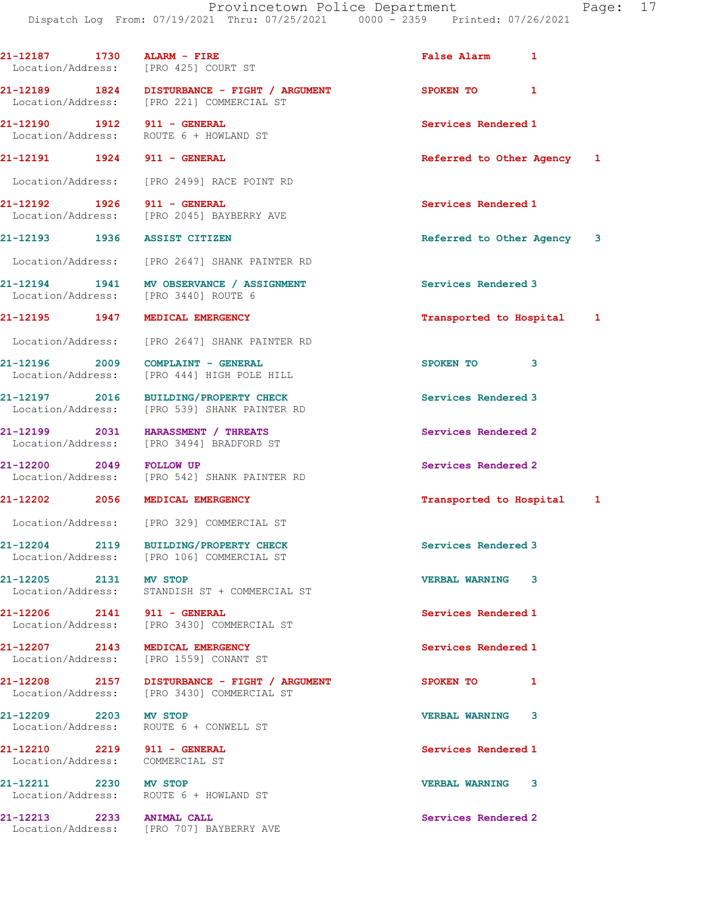21-12187 1730 ALARM - FIRE False Alarm 1
Location/Address: [PRO 425] COURT ST

21-12189 1824 DISTURBANCE - FIGHT / ARGUMENT SPOKEN TO 1
Location/Address: [PRO 221] COMMERCIAL ST

21-12190 1912 911 - GENERAL Services Rendered 1
Location/Address: ROUTE 6 + HOWLAND ST

21-12191 1924 911 - GENERAL Referred to Other Agency 1
Location/Address: [PRO 2499] RACE POINT RD

21-12192 1926 911 - GENERAL Services Rendered 1
Location/Address: [PRO 2045] BAYBERRY AVE

21-12193 1936 ASSIST CITIZEN Referred to Other Agency 3
Location/Address: [PRO 2647] SHANK PAINTER RD

21-12194 1941 MV OBSERVANCE / ASSIGNMENT Services Rendered 3
Location/Address: [PRO 3440] ROUTE 6

21-12195 1947 MEDICAL EMERGENCY Transported to Hospital 1
Location/Address: [PRO 2647] SHANK PAINTER RD

21-12196 2009 COMPLAINT - GENERAL SPOKEN TO 3
Location/Address: [PRO 444] HIGH POLE HILL

21-12197 2016 BUILDING/PROPERTY CHECK Services Rendered 3
Location/Address: [PRO 539] SHANK PAINTER RD

21-12199 2031 HARASSMENT / THREATS Services Rendered 2
Location/Address: [PRO 3494] BRADFORD ST

21-12200 2049 FOLLOW UP Services Rendered 2
Location/Address: [PRO 542] SHANK PAINTER RD

21-12202 2056 MEDICAL EMERGENCY Transported to Hospital 1
Location/Address: [PRO 329] COMMERCIAL ST

21-12204 2119 BUILDING/PROPERTY CHECK Services Rendered 3
Location/Address: [PRO 106] COMMERCIAL ST

21-12205 2131 MV STOP VERBAL WARNING 3
Location/Address: STANDISH ST + COMMERCIAL ST

21-12206 2141 911 - GENERAL Services Rendered 1
Location/Address: [PRO 3430] COMMERCIAL ST

21-12207 2143 MEDICAL EMERGENCY Services Rendered 1
Location/Address: [PRO 1559] CONANT ST

21-12208 2157 DISTURBANCE - FIGHT / ARGUMENT SPOKEN TO 1
Location/Address: [PRO 3430] COMMERCIAL ST

21-12209 2203 MV STOP VERBAL WARNING 3
Location/Address: ROUTE 6 + CONWELL ST

21-12210 2219 911 - GENERAL Services Rendered 1
Location/Address: COMMERCIAL ST

21-12211 2230 MV STOP VERBAL WARNING 3
Location/Address: ROUTE 6 + HOWLAND ST

21-12213 2233 ANIMAL CALL Services Rendered 2
Location/Address: [PRO 707] BAYBERRY AVE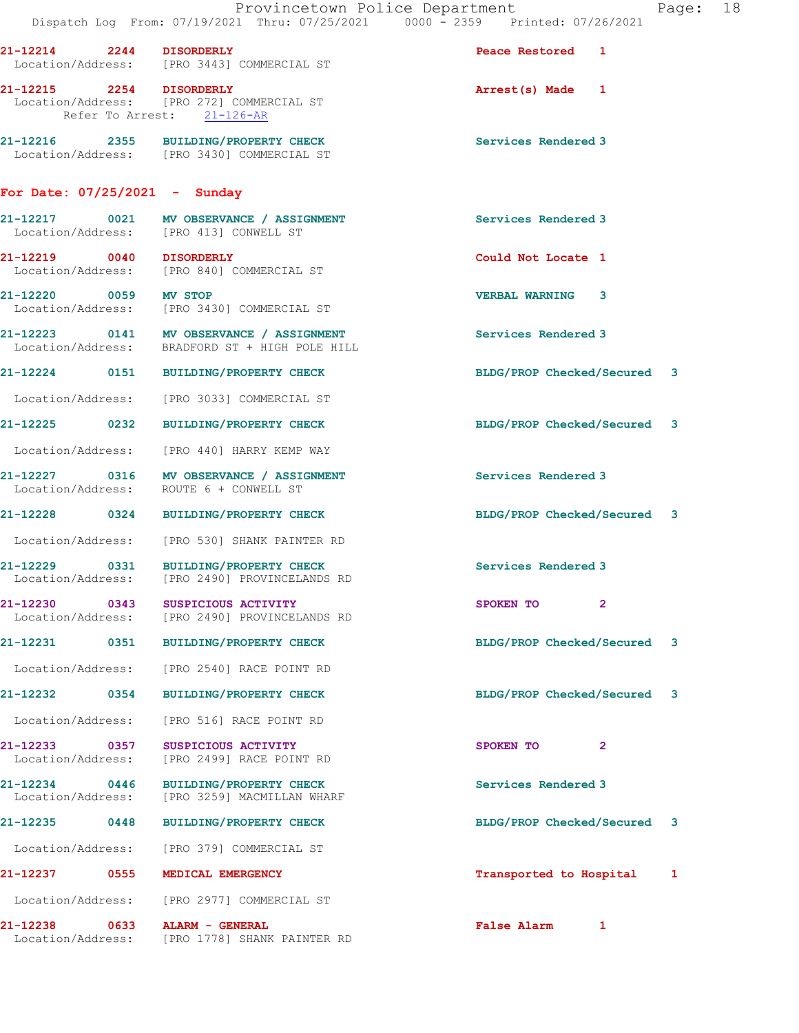21-12214 2244 DISORDERLY Peace Restored 1
Location/Address: [PRO 3443] COMMERCIAL ST

21-12215 2254 DISORDERLY Arrest(s) Made 1
Location/Address: [PRO 272] COMMERCIAL ST
Refer To Arrest: 21-126-AR

21-12216 2355 BUILDING/PROPERTY CHECK Services Rendered 3
Location/Address: [PRO 3430] COMMERCIAL ST

## For Date: 07/25/2021 - Sunday

21-12217 0021 MV OBSERVANCE / ASSIGNMENT Services Rendered 3
Location/Address: [PRO 413] CONWELL ST

21-12219 0040 DISORDERLY Could Not Locate 1
Location/Address: [PRO 840] COMMERCIAL ST

21-12220 0059 MV STOP VERBAL WARNING 3
Location/Address: [PRO 3430] COMMERCIAL ST

21-12223 0141 MV OBSERVANCE / ASSIGNMENT Services Rendered 3
Location/Address: BRADFORD ST + HIGH POLE HILL

21-12224 0151 BUILDING/PROPERTY CHECK BLDG/PROP Checked/Secured 3
Location/Address: [PRO 3033] COMMERCIAL ST

21-12225 0232 BUILDING/PROPERTY CHECK BLDG/PROP Checked/Secured 3
Location/Address: [PRO 440] HARRY KEMP WAY

21-12227 0316 MV OBSERVANCE / ASSIGNMENT Services Rendered 3
Location/Address: ROUTE 6 + CONWELL ST

21-12228 0324 BUILDING/PROPERTY CHECK BLDG/PROP Checked/Secured 3
Location/Address: [PRO 530] SHANK PAINTER RD

21-12229 0331 BUILDING/PROPERTY CHECK Services Rendered 3
Location/Address: [PRO 2490] PROVINCELANDS RD

21-12230 0343 SUSPICIOUS ACTIVITY SPOKEN TO 2
Location/Address: [PRO 2490] PROVINCELANDS RD

21-12231 0351 BUILDING/PROPERTY CHECK BLDG/PROP Checked/Secured 3
Location/Address: [PRO 2540] RACE POINT RD

21-12232 0354 BUILDING/PROPERTY CHECK BLDG/PROP Checked/Secured 3
Location/Address: [PRO 516] RACE POINT RD

21-12233 0357 SUSPICIOUS ACTIVITY SPOKEN TO 2
Location/Address: [PRO 2499] RACE POINT RD

21-12234 0446 BUILDING/PROPERTY CHECK Services Rendered 3
Location/Address: [PRO 3259] MACMILLAN WHARF

21-12235 0448 BUILDING/PROPERTY CHECK BLDG/PROP Checked/Secured 3
Location/Address: [PRO 379] COMMERCIAL ST

21-12237 0555 MEDICAL EMERGENCY Transported to Hospital 1
Location/Address: [PRO 2977] COMMERCIAL ST

21-12238 0633 ALARM - GENERAL False Alarm 1
Location/Address: [PRO 1778] SHANK PAINTER RD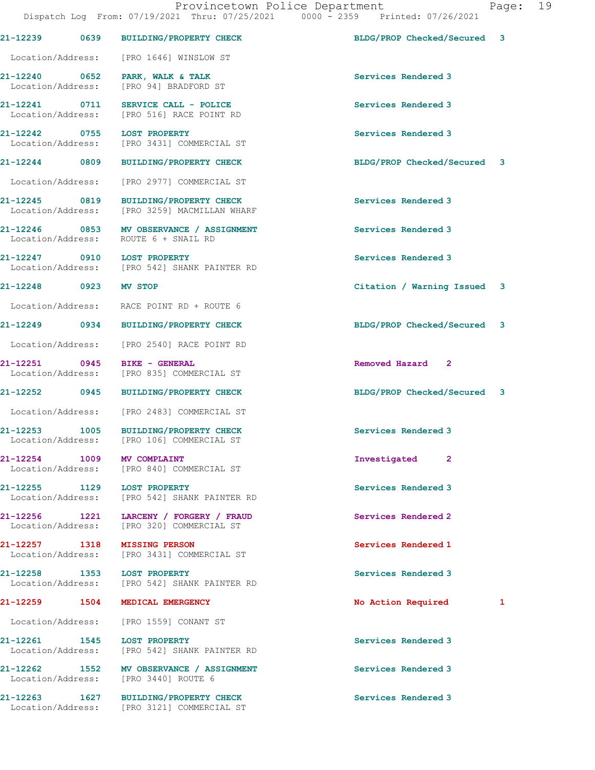21-12239 0639 BUILDING/PROPERTY CHECK BLDG/PROP Checked/Secured 3

Location/Address: [PRO 1646] WINSLOW ST

21-12240 0652 PARK, WALK & TALK Services Rendered 3
Location/Address: [PRO 94] BRADFORD ST

21-12241 0711 SERVICE CALL - POLICE Services Rendered 3
Location/Address: [PRO 516] RACE POINT RD

21-12242 0755 LOST PROPERTY Services Rendered 3
Location/Address: [PRO 3431] COMMERCIAL ST

21-12244 0809 BUILDING/PROPERTY CHECK BLDG/PROP Checked/Secured 3

Location/Address: [PRO 2977] COMMERCIAL ST

21-12245 0819 BUILDING/PROPERTY CHECK Services Rendered 3
Location/Address: [PRO 3259] MACMILLAN WHARF

21-12246 0853 MV OBSERVANCE / ASSIGNMENT Services Rendered 3
Location/Address: ROUTE 6 + SNAIL RD

21-12247 0910 LOST PROPERTY Services Rendered 3
Location/Address: [PRO 542] SHANK PAINTER RD

21-12248 0923 MV STOP Citation / Warning Issued 3

Location/Address: RACE POINT RD + ROUTE 6

21-12249 0934 BUILDING/PROPERTY CHECK BLDG/PROP Checked/Secured 3

Location/Address: [PRO 2540] RACE POINT RD

21-12251 0945 BIKE - GENERAL Removed Hazard 2
Location/Address: [PRO 835] COMMERCIAL ST

21-12252 0945 BUILDING/PROPERTY CHECK BLDG/PROP Checked/Secured 3

Location/Address: [PRO 2483] COMMERCIAL ST

21-12253 1005 BUILDING/PROPERTY CHECK Services Rendered 3
Location/Address: [PRO 106] COMMERCIAL ST

21-12254 1009 MV COMPLAINT Investigated 2
Location/Address: [PRO 840] COMMERCIAL ST

21-12255 1129 LOST PROPERTY Services Rendered 3
Location/Address: [PRO 542] SHANK PAINTER RD

21-12256 1221 LARCENY / FORGERY / FRAUD Services Rendered 2
Location/Address: [PRO 320] COMMERCIAL ST

21-12257 1318 MISSING PERSON Services Rendered 1
Location/Address: [PRO 3431] COMMERCIAL ST

21-12258 1353 LOST PROPERTY Services Rendered 3
Location/Address: [PRO 542] SHANK PAINTER RD

21-12259 1504 MEDICAL EMERGENCY No Action Required 1

Location/Address: [PRO 1559] CONANT ST

21-12261 1545 LOST PROPERTY Services Rendered 3
Location/Address: [PRO 542] SHANK PAINTER RD

21-12262 1552 MV OBSERVANCE / ASSIGNMENT Services Rendered 3
Location/Address: [PRO 3440] ROUTE 6

21-12263 1627 BUILDING/PROPERTY CHECK Services Rendered 3
Location/Address: [PRO 3121] COMMERCIAL ST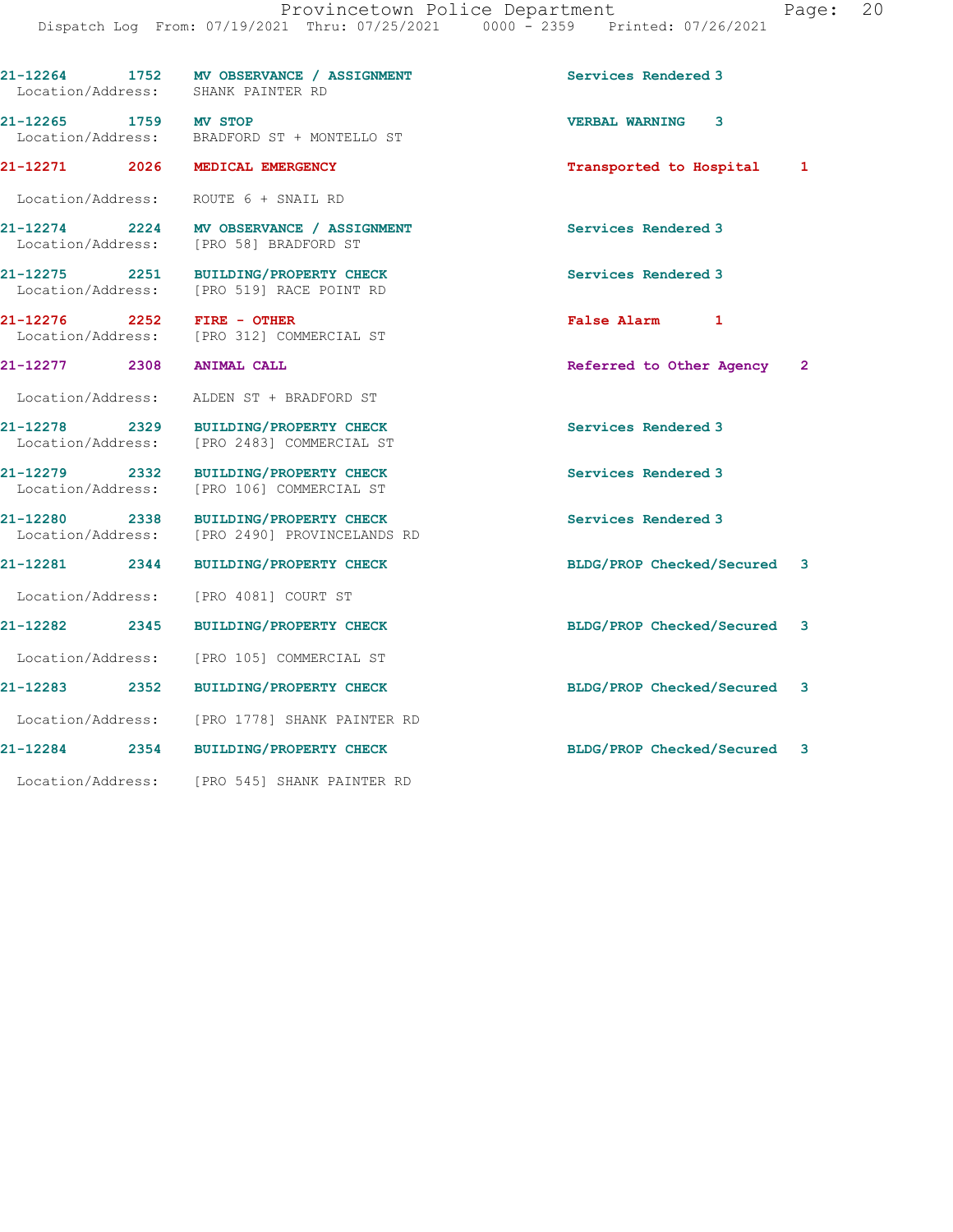21-12264 1752 **MV OBSERVANCE / ASSIGNMENT** Services Rendered 3
Location/Address: SHANK PAINTER RD

21-12265 1759 **MV STOP** VERBAL WARNING 3
Location/Address: BRADFORD ST + MONTELLO ST

21-12271 2026 **MEDICAL EMERGENCY** Transported to Hospital 1
Location/Address: ROUTE 6 + SNAIL RD

21-12274 2224 **MV OBSERVANCE / ASSIGNMENT** Services Rendered 3
Location/Address: [PRO 58] BRADFORD ST

21-12275 2251 **BUILDING/PROPERTY CHECK** Services Rendered 3
Location/Address: [PRO 519] RACE POINT RD

21-12276 2252 **FIRE - OTHER** False Alarm 1
Location/Address: [PRO 312] COMMERCIAL ST

21-12277 2308 **ANIMAL CALL** Referred to Other Agency 2
Location/Address: ALDEN ST + BRADFORD ST

21-12278 2329 **BUILDING/PROPERTY CHECK** Services Rendered 3
Location/Address: [PRO 2483] COMMERCIAL ST

21-12279 2332 **BUILDING/PROPERTY CHECK** Services Rendered 3
Location/Address: [PRO 106] COMMERCIAL ST

21-12280 2338 **BUILDING/PROPERTY CHECK** Services Rendered 3
Location/Address: [PRO 2490] PROVINCELANDS RD

21-12281 2344 **BUILDING/PROPERTY CHECK** BLDG/PROP Checked/Secured 3
Location/Address: [PRO 4081] COURT ST

21-12282 2345 **BUILDING/PROPERTY CHECK** BLDG/PROP Checked/Secured 3
Location/Address: [PRO 105] COMMERCIAL ST

21-12283 2352 **BUILDING/PROPERTY CHECK** BLDG/PROP Checked/Secured 3
Location/Address: [PRO 1778] SHANK PAINTER RD

21-12284 2354 **BUILDING/PROPERTY CHECK** BLDG/PROP Checked/Secured 3
Location/Address: [PRO 545] SHANK PAINTER RD